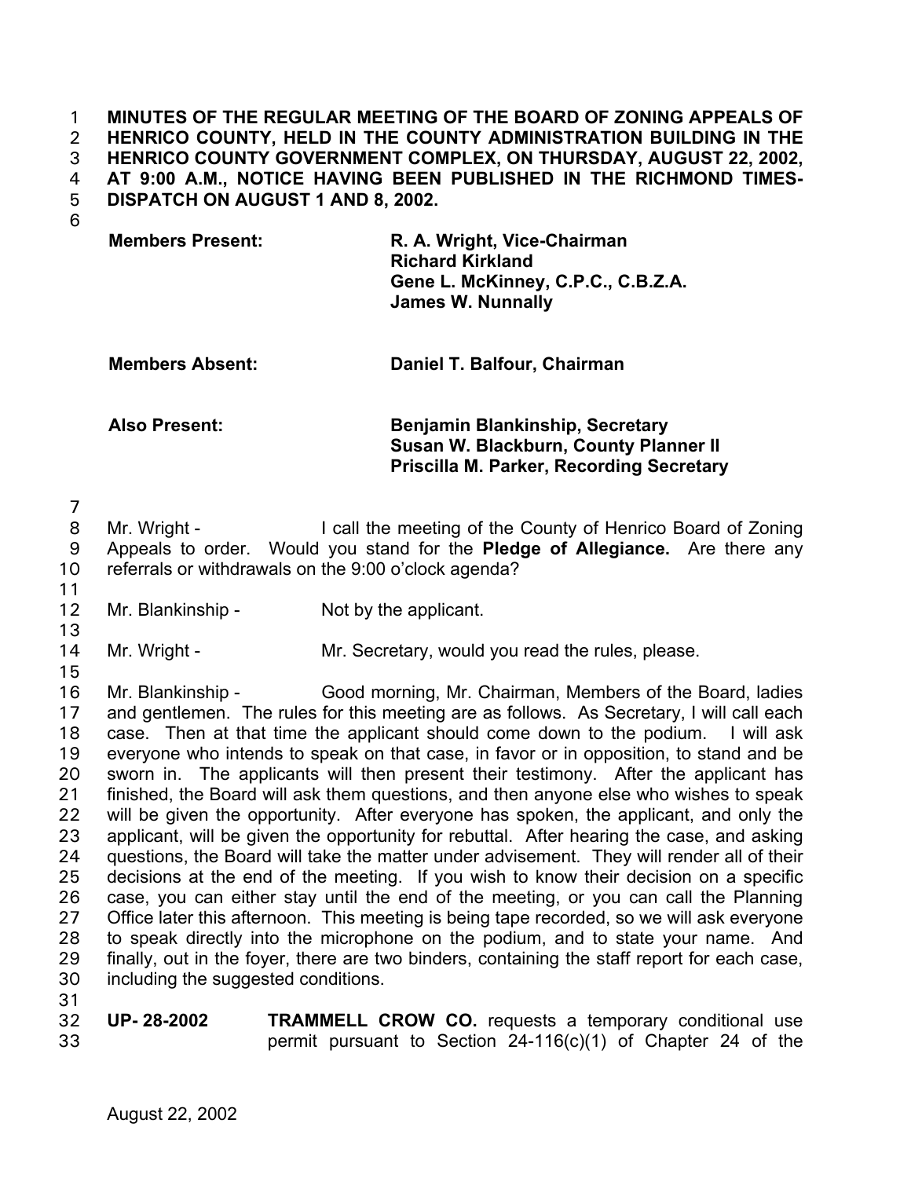**MINUTES OF THE REGULAR MEETING OF THE BOARD OF ZONING APPEALS OF HENRICO COUNTY, HELD IN THE COUNTY ADMINISTRATION BUILDING IN THE HENRICO COUNTY GOVERNMENT COMPLEX, ON THURSDAY, AUGUST 22, 2002, AT 9:00 A.M., NOTICE HAVING BEEN PUBLISHED IN THE RICHMOND TIMES-DISPATCH ON AUGUST 1 AND 8, 2002.**

| | |
|---|---|
| **Members Present:** | **R. A. Wright, Vice-Chairman**<br>**Richard Kirkland**<br>**Gene L. McKinney, C.P.C., C.B.Z.A.**<br>**James W. Nunnally** |
| **Members Absent:** | **Daniel T. Balfour, Chairman** |
| **Also Present:** | **Benjamin Blankinship, Secretary**<br>**Susan W. Blackburn, County Planner II**<br>**Priscilla M. Parker, Recording Secretary** |

Mr. Wright - I call the meeting of the County of Henrico Board of Zoning Appeals to order. Would you stand for the **Pledge of Allegiance.** Are there any referrals or withdrawals on the 9:00 o'clock agenda?

Mr. Blankinship - Not by the applicant.

Mr. Wright - Mr. Secretary, would you read the rules, please.

Mr. Blankinship - Good morning, Mr. Chairman, Members of the Board, ladies and gentlemen. The rules for this meeting are as follows. As Secretary, I will call each case. Then at that time the applicant should come down to the podium. I will ask everyone who intends to speak on that case, in favor or in opposition, to stand and be sworn in. The applicants will then present their testimony. After the applicant has finished, the Board will ask them questions, and then anyone else who wishes to speak will be given the opportunity. After everyone has spoken, the applicant, and only the applicant, will be given the opportunity for rebuttal. After hearing the case, and asking questions, the Board will take the matter under advisement. They will render all of their decisions at the end of the meeting. If you wish to know their decision on a specific case, you can either stay until the end of the meeting, or you can call the Planning Office later this afternoon. This meeting is being tape recorded, so we will ask everyone to speak directly into the microphone on the podium, and to state your name. And finally, out in the foyer, there are two binders, containing the staff report for each case, including the suggested conditions.

**UP- 28-2002** **TRAMMELL CROW CO.** requests a temporary conditional use permit pursuant to Section 24-116(c)(1) of Chapter 24 of the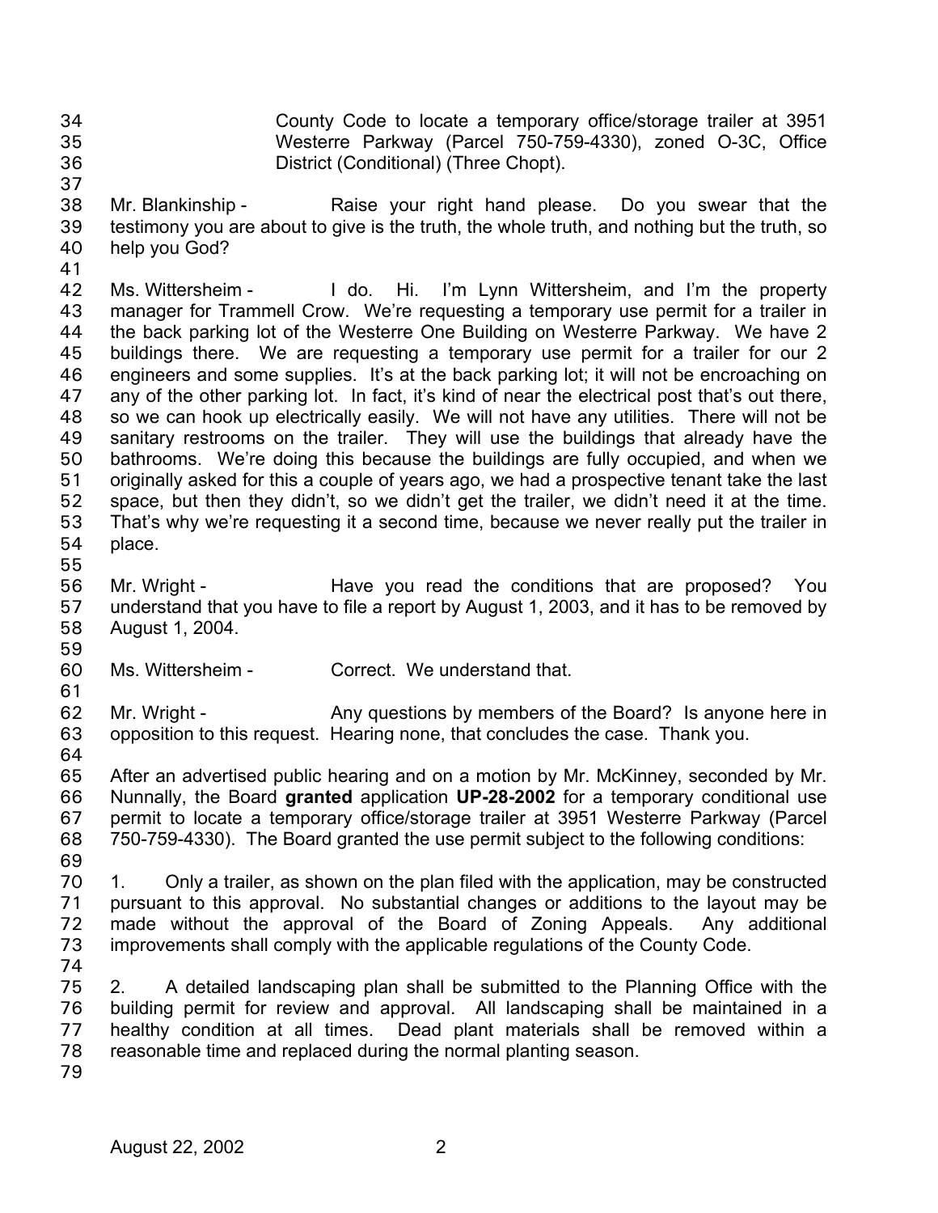County Code to locate a temporary office/storage trailer at 3951 Westerre Parkway (Parcel 750-759-4330), zoned O-3C, Office District (Conditional) (Three Chopt).

Mr. Blankinship - Raise your right hand please. Do you swear that the testimony you are about to give is the truth, the whole truth, and nothing but the truth, so help you God?

Ms. Wittersheim - I do. Hi. I'm Lynn Wittersheim, and I'm the property manager for Trammell Crow. We're requesting a temporary use permit for a trailer in the back parking lot of the Westerre One Building on Westerre Parkway. We have 2 buildings there. We are requesting a temporary use permit for a trailer for our 2 engineers and some supplies. It's at the back parking lot; it will not be encroaching on any of the other parking lot. In fact, it's kind of near the electrical post that's out there, so we can hook up electrically easily. We will not have any utilities. There will not be sanitary restrooms on the trailer. They will use the buildings that already have the bathrooms. We're doing this because the buildings are fully occupied, and when we originally asked for this a couple of years ago, we had a prospective tenant take the last space, but then they didn't, so we didn't get the trailer, we didn't need it at the time. That's why we're requesting it a second time, because we never really put the trailer in place.

Mr. Wright - Have you read the conditions that are proposed? You understand that you have to file a report by August 1, 2003, and it has to be removed by August 1, 2004.

Ms. Wittersheim - Correct. We understand that.

Mr. Wright - Any questions by members of the Board? Is anyone here in opposition to this request. Hearing none, that concludes the case. Thank you.

After an advertised public hearing and on a motion by Mr. McKinney, seconded by Mr. Nunnally, the Board **granted** application **UP-28-2002** for a temporary conditional use permit to locate a temporary office/storage trailer at 3951 Westerre Parkway (Parcel 750-759-4330). The Board granted the use permit subject to the following conditions:

1. Only a trailer, as shown on the plan filed with the application, may be constructed pursuant to this approval. No substantial changes or additions to the layout may be made without the approval of the Board of Zoning Appeals. Any additional improvements shall comply with the applicable regulations of the County Code.

2. A detailed landscaping plan shall be submitted to the Planning Office with the building permit for review and approval. All landscaping shall be maintained in a healthy condition at all times. Dead plant materials shall be removed within a reasonable time and replaced during the normal planting season.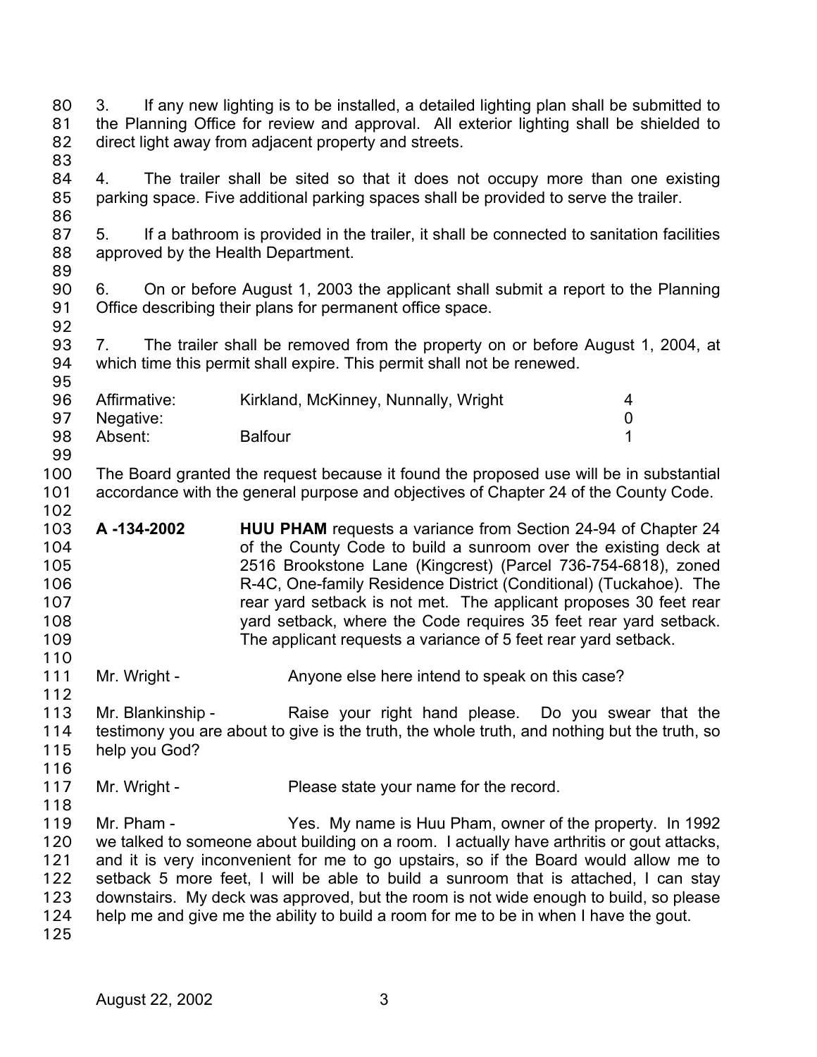3. If any new lighting is to be installed, a detailed lighting plan shall be submitted to the Planning Office for review and approval. All exterior lighting shall be shielded to direct light away from adjacent property and streets.

4. The trailer shall be sited so that it does not occupy more than one existing parking space. Five additional parking spaces shall be provided to serve the trailer.

5. If a bathroom is provided in the trailer, it shall be connected to sanitation facilities approved by the Health Department.

6. On or before August 1, 2003 the applicant shall submit a report to the Planning Office describing their plans for permanent office space.

7. The trailer shall be removed from the property on or before August 1, 2004, at which time this permit shall expire. This permit shall not be renewed.

| | | |
|---|---|---|
| Affirmative: | Kirkland, McKinney, Nunnally, Wright | 4 |
| Negative: | | 0 |
| Absent: | Balfour | 1 |

The Board granted the request because it found the proposed use will be in substantial accordance with the general purpose and objectives of Chapter 24 of the County Code.

**A -134-2002** **HUU PHAM** requests a variance from Section 24-94 of Chapter 24 of the County Code to build a sunroom over the existing deck at 2516 Brookstone Lane (Kingcrest) (Parcel 736-754-6818), zoned R-4C, One-family Residence District (Conditional) (Tuckahoe). The rear yard setback is not met. The applicant proposes 30 feet rear yard setback, where the Code requires 35 feet rear yard setback. The applicant requests a variance of 5 feet rear yard setback.

Mr. Wright - Anyone else here intend to speak on this case?

Mr. Blankinship - Raise your right hand please. Do you swear that the testimony you are about to give is the truth, the whole truth, and nothing but the truth, so help you God?

Mr. Wright - Please state your name for the record.

Mr. Pham - Yes. My name is Huu Pham, owner of the property. In 1992 we talked to someone about building on a room. I actually have arthritis or gout attacks, and it is very inconvenient for me to go upstairs, so if the Board would allow me to setback 5 more feet, I will be able to build a sunroom that is attached, I can stay downstairs. My deck was approved, but the room is not wide enough to build, so please help me and give me the ability to build a room for me to be in when I have the gout.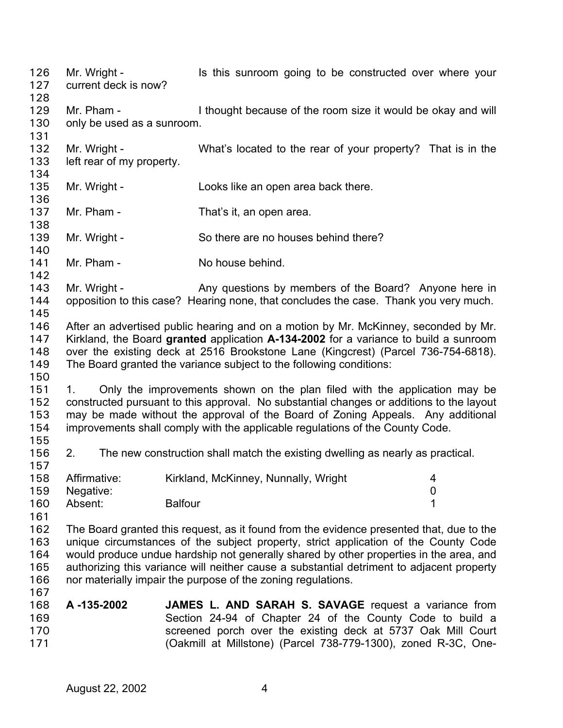Mr. Wright - Is this sunroom going to be constructed over where your current deck is now?

Mr. Pham - I thought because of the room size it would be okay and will only be used as a sunroom.

Mr. Wright - What's located to the rear of your property? That is in the left rear of my property.

Mr. Wright - Looks like an open area back there.

Mr. Pham - That's it, an open area.

Mr. Wright - So there are no houses behind there?

Mr. Pham - No house behind.

Mr. Wright - Any questions by members of the Board? Anyone here in opposition to this case? Hearing none, that concludes the case. Thank you very much.

After an advertised public hearing and on a motion by Mr. McKinney, seconded by Mr. Kirkland, the Board **granted** application **A-134-2002** for a variance to build a sunroom over the existing deck at 2516 Brookstone Lane (Kingcrest) (Parcel 736-754-6818). The Board granted the variance subject to the following conditions:

1. Only the improvements shown on the plan filed with the application may be constructed pursuant to this approval. No substantial changes or additions to the layout may be made without the approval of the Board of Zoning Appeals. Any additional improvements shall comply with the applicable regulations of the County Code.

2. The new construction shall match the existing dwelling as nearly as practical.

| | | |
|---|---|---|
| Affirmative: | Kirkland, McKinney, Nunnally, Wright | 4 |
| Negative: | | 0 |
| Absent: | Balfour | 1 |

The Board granted this request, as it found from the evidence presented that, due to the unique circumstances of the subject property, strict application of the County Code would produce undue hardship not generally shared by other properties in the area, and authorizing this variance will neither cause a substantial detriment to adjacent property nor materially impair the purpose of the zoning regulations.

**A -135-2002** **JAMES L. AND SARAH S. SAVAGE** request a variance from Section 24-94 of Chapter 24 of the County Code to build a screened porch over the existing deck at 5737 Oak Mill Court (Oakmill at Millstone) (Parcel 738-779-1300), zoned R-3C, One-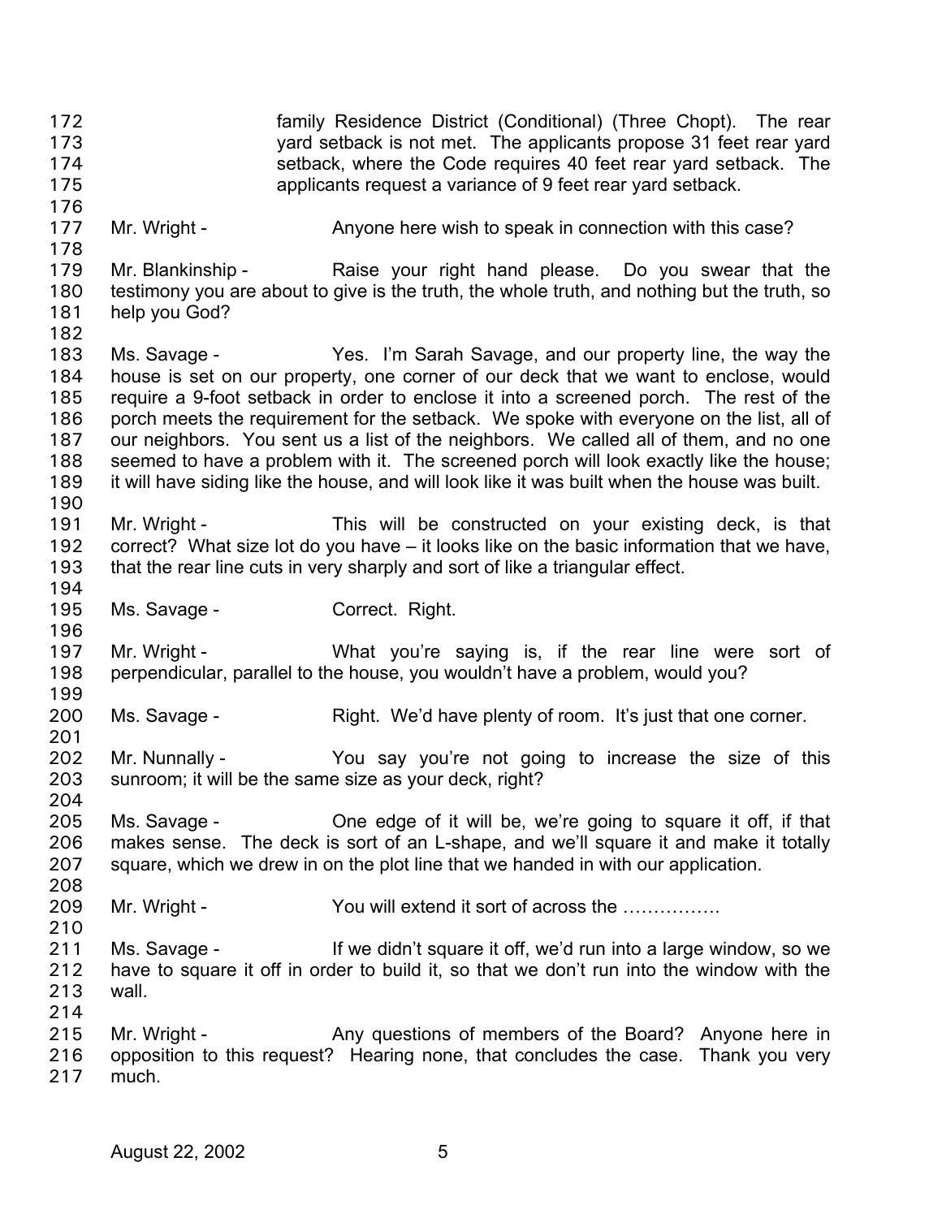family Residence District (Conditional) (Three Chopt). The rear yard setback is not met. The applicants propose 31 feet rear yard setback, where the Code requires 40 feet rear yard setback. The applicants request a variance of 9 feet rear yard setback.

Mr. Wright - Anyone here wish to speak in connection with this case?

Mr. Blankinship - Raise your right hand please. Do you swear that the testimony you are about to give is the truth, the whole truth, and nothing but the truth, so help you God?

Ms. Savage - Yes. I'm Sarah Savage, and our property line, the way the house is set on our property, one corner of our deck that we want to enclose, would require a 9-foot setback in order to enclose it into a screened porch. The rest of the porch meets the requirement for the setback. We spoke with everyone on the list, all of our neighbors. You sent us a list of the neighbors. We called all of them, and no one seemed to have a problem with it. The screened porch will look exactly like the house; it will have siding like the house, and will look like it was built when the house was built.

Mr. Wright - This will be constructed on your existing deck, is that correct? What size lot do you have – it looks like on the basic information that we have, that the rear line cuts in very sharply and sort of like a triangular effect.

Ms. Savage - Correct. Right.

Mr. Wright - What you're saying is, if the rear line were sort of perpendicular, parallel to the house, you wouldn't have a problem, would you?

Ms. Savage - Right. We'd have plenty of room. It's just that one corner.

Mr. Nunnally - You say you're not going to increase the size of this sunroom; it will be the same size as your deck, right?

Ms. Savage - One edge of it will be, we're going to square it off, if that makes sense. The deck is sort of an L-shape, and we'll square it and make it totally square, which we drew in on the plot line that we handed in with our application.

Mr. Wright - You will extend it sort of across the …………….

Ms. Savage - If we didn't square it off, we'd run into a large window, so we have to square it off in order to build it, so that we don't run into the window with the wall.

Mr. Wright - Any questions of members of the Board? Anyone here in opposition to this request? Hearing none, that concludes the case. Thank you very much.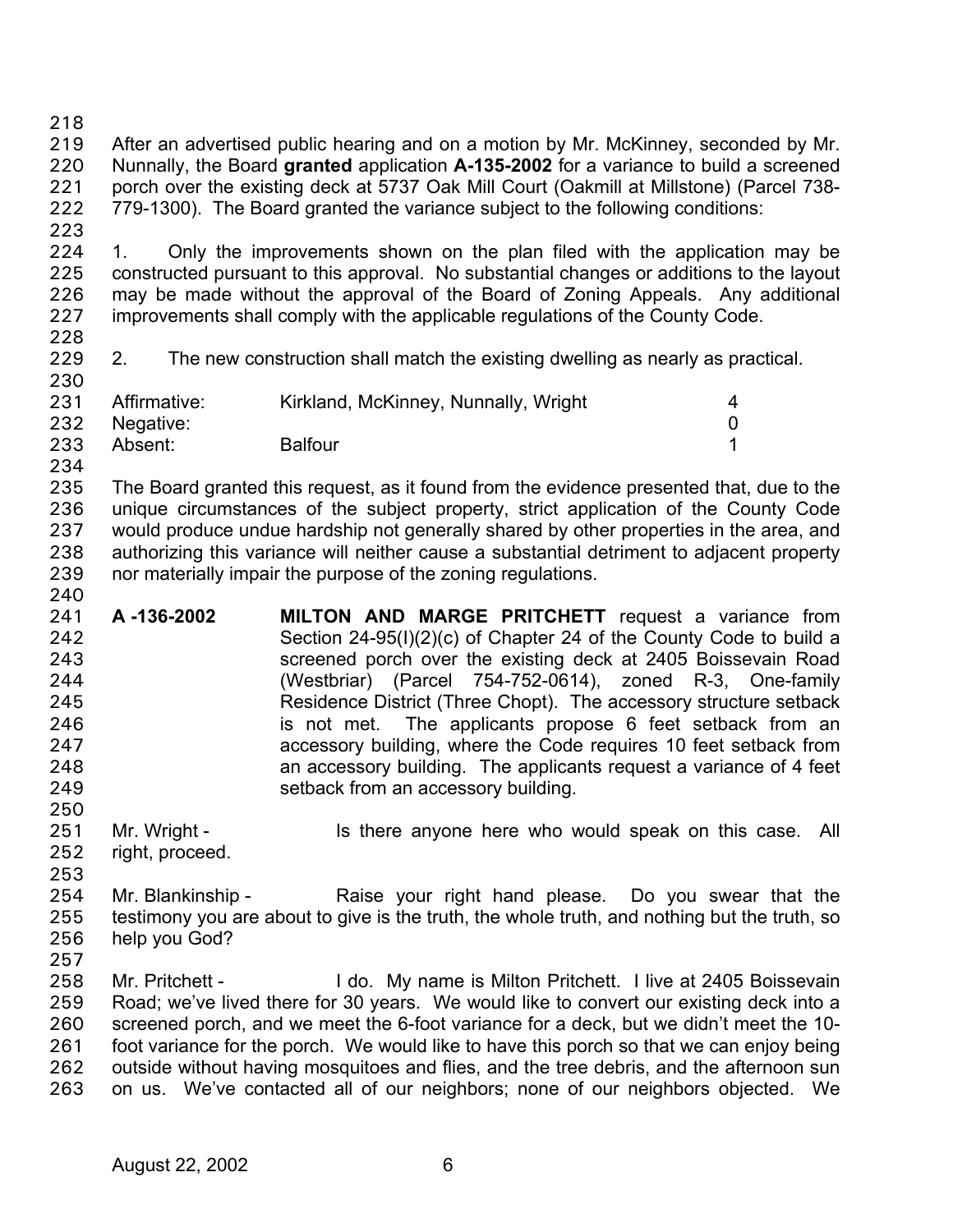After an advertised public hearing and on a motion by Mr. McKinney, seconded by Mr. Nunnally, the Board **granted** application **A-135-2002** for a variance to build a screened porch over the existing deck at 5737 Oak Mill Court (Oakmill at Millstone) (Parcel 738-779-1300). The Board granted the variance subject to the following conditions:

1. Only the improvements shown on the plan filed with the application may be constructed pursuant to this approval. No substantial changes or additions to the layout may be made without the approval of the Board of Zoning Appeals. Any additional improvements shall comply with the applicable regulations of the County Code.

2. The new construction shall match the existing dwelling as nearly as practical.

| | | |
|---|---|---|
| Affirmative: | Kirkland, McKinney, Nunnally, Wright | 4 |
| Negative: | | 0 |
| Absent: | Balfour | 1 |

The Board granted this request, as it found from the evidence presented that, due to the unique circumstances of the subject property, strict application of the County Code would produce undue hardship not generally shared by other properties in the area, and authorizing this variance will neither cause a substantial detriment to adjacent property nor materially impair the purpose of the zoning regulations.

**A -136-2002** **MILTON AND MARGE PRITCHETT** request a variance from Section 24-95(I)(2)(c) of Chapter 24 of the County Code to build a screened porch over the existing deck at 2405 Boissevain Road (Westbriar) (Parcel 754-752-0614), zoned R-3, One-family Residence District (Three Chopt). The accessory structure setback is not met. The applicants propose 6 feet setback from an accessory building, where the Code requires 10 feet setback from an accessory building. The applicants request a variance of 4 feet setback from an accessory building.

Mr. Wright - Is there anyone here who would speak on this case. All right, proceed.

Mr. Blankinship - Raise your right hand please. Do you swear that the testimony you are about to give is the truth, the whole truth, and nothing but the truth, so help you God?

Mr. Pritchett - I do. My name is Milton Pritchett. I live at 2405 Boissevain Road; we've lived there for 30 years. We would like to convert our existing deck into a screened porch, and we meet the 6-foot variance for a deck, but we didn't meet the 10-foot variance for the porch. We would like to have this porch so that we can enjoy being outside without having mosquitoes and flies, and the tree debris, and the afternoon sun on us. We've contacted all of our neighbors; none of our neighbors objected. We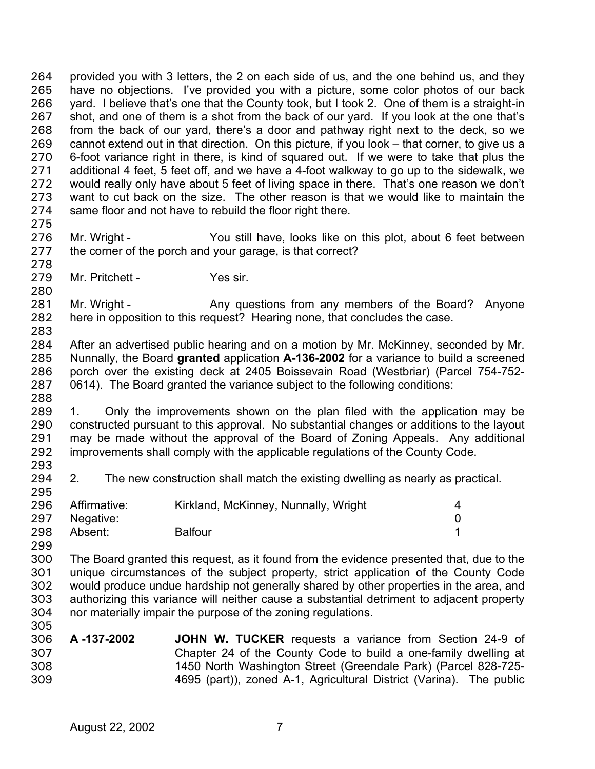provided you with 3 letters, the 2 on each side of us, and the one behind us, and they have no objections. I've provided you with a picture, some color photos of our back yard. I believe that's one that the County took, but I took 2. One of them is a straight-in shot, and one of them is a shot from the back of our yard. If you look at the one that's from the back of our yard, there's a door and pathway right next to the deck, so we cannot extend out in that direction. On this picture, if you look – that corner, to give us a 6-foot variance right in there, is kind of squared out. If we were to take that plus the additional 4 feet, 5 feet off, and we have a 4-foot walkway to go up to the sidewalk, we would really only have about 5 feet of living space in there. That's one reason we don't want to cut back on the size. The other reason is that we would like to maintain the same floor and not have to rebuild the floor right there.

Mr. Wright - You still have, looks like on this plot, about 6 feet between the corner of the porch and your garage, is that correct?

Mr. Pritchett - Yes sir.

Mr. Wright - Any questions from any members of the Board? Anyone here in opposition to this request? Hearing none, that concludes the case.

After an advertised public hearing and on a motion by Mr. McKinney, seconded by Mr. Nunnally, the Board **granted** application **A-136-2002** for a variance to build a screened porch over the existing deck at 2405 Boissevain Road (Westbriar) (Parcel 754-752-0614). The Board granted the variance subject to the following conditions:

1. Only the improvements shown on the plan filed with the application may be constructed pursuant to this approval. No substantial changes or additions to the layout may be made without the approval of the Board of Zoning Appeals. Any additional improvements shall comply with the applicable regulations of the County Code.

2. The new construction shall match the existing dwelling as nearly as practical.

| | | |
|---|---|---|
| Affirmative: | Kirkland, McKinney, Nunnally, Wright | 4 |
| Negative: | | 0 |
| Absent: | Balfour | 1 |

The Board granted this request, as it found from the evidence presented that, due to the unique circumstances of the subject property, strict application of the County Code would produce undue hardship not generally shared by other properties in the area, and authorizing this variance will neither cause a substantial detriment to adjacent property nor materially impair the purpose of the zoning regulations.

**A -137-2002** **JOHN W. TUCKER** requests a variance from Section 24-9 of Chapter 24 of the County Code to build a one-family dwelling at 1450 North Washington Street (Greendale Park) (Parcel 828-725-4695 (part)), zoned A-1, Agricultural District (Varina). The public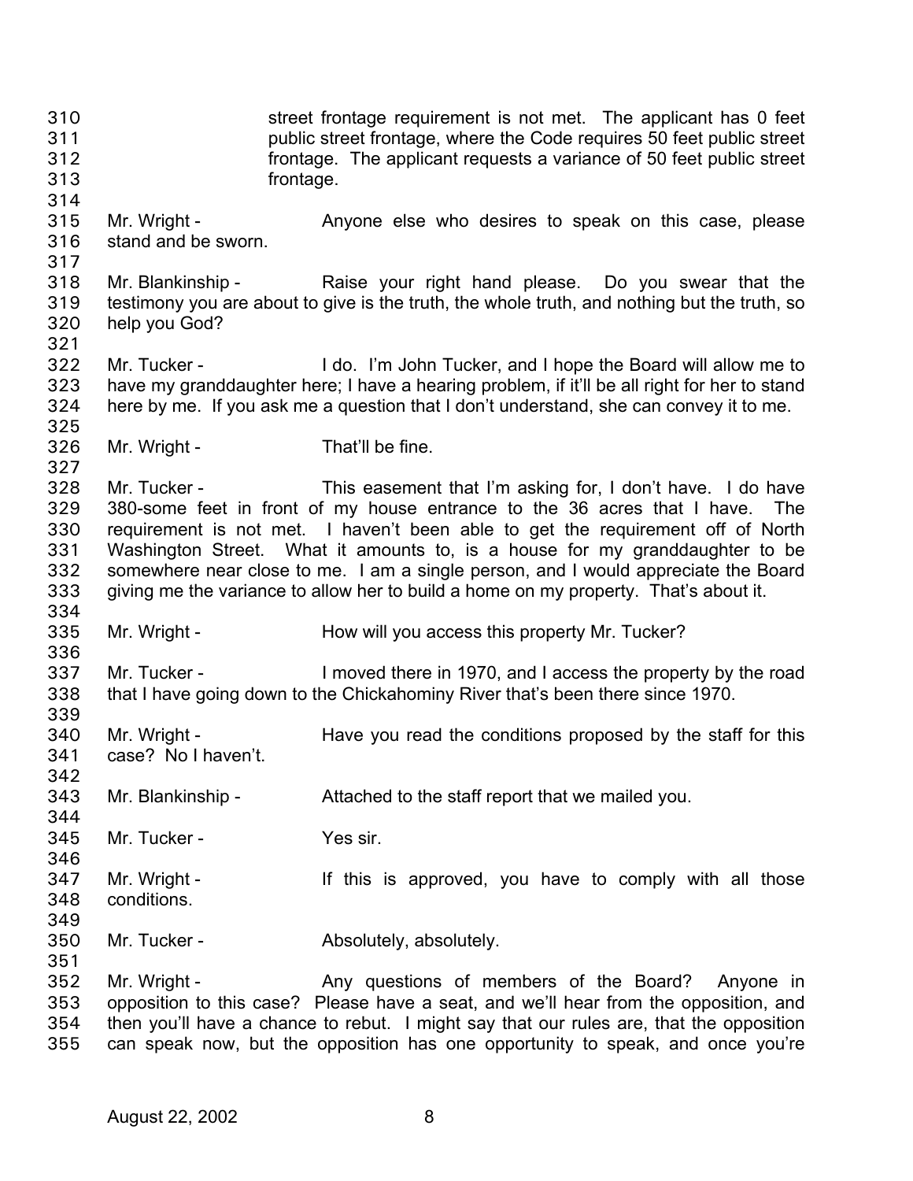street frontage requirement is not met. The applicant has 0 feet public street frontage, where the Code requires 50 feet public street frontage. The applicant requests a variance of 50 feet public street frontage.

Mr. Wright - Anyone else who desires to speak on this case, please stand and be sworn.

Mr. Blankinship - Raise your right hand please. Do you swear that the testimony you are about to give is the truth, the whole truth, and nothing but the truth, so help you God?

Mr. Tucker - I do. I'm John Tucker, and I hope the Board will allow me to have my granddaughter here; I have a hearing problem, if it'll be all right for her to stand here by me. If you ask me a question that I don't understand, she can convey it to me.

Mr. Wright - That'll be fine.

Mr. Tucker - This easement that I'm asking for, I don't have. I do have 380-some feet in front of my house entrance to the 36 acres that I have. The requirement is not met. I haven't been able to get the requirement off of North Washington Street. What it amounts to, is a house for my granddaughter to be somewhere near close to me. I am a single person, and I would appreciate the Board giving me the variance to allow her to build a home on my property. That's about it.

Mr. Wright - How will you access this property Mr. Tucker?

Mr. Tucker - I moved there in 1970, and I access the property by the road that I have going down to the Chickahominy River that's been there since 1970.

Mr. Wright - Have you read the conditions proposed by the staff for this case? No I haven't.

Mr. Blankinship - Attached to the staff report that we mailed you.

Mr. Tucker - Yes sir.

Mr. Wright - If this is approved, you have to comply with all those conditions.

Mr. Tucker - Absolutely, absolutely.

Mr. Wright - Any questions of members of the Board? Anyone in opposition to this case? Please have a seat, and we'll hear from the opposition, and then you'll have a chance to rebut. I might say that our rules are, that the opposition can speak now, but the opposition has one opportunity to speak, and once you're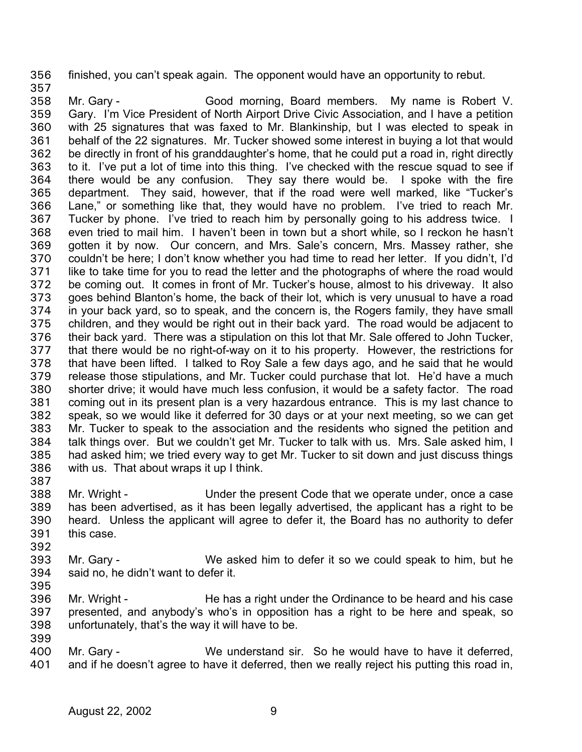finished, you can't speak again. The opponent would have an opportunity to rebut.

Mr. Gary - Good morning, Board members. My name is Robert V. Gary. I'm Vice President of North Airport Drive Civic Association, and I have a petition with 25 signatures that was faxed to Mr. Blankinship, but I was elected to speak in behalf of the 22 signatures. Mr. Tucker showed some interest in buying a lot that would be directly in front of his granddaughter's home, that he could put a road in, right directly to it. I've put a lot of time into this thing. I've checked with the rescue squad to see if there would be any confusion. They say there would be. I spoke with the fire department. They said, however, that if the road were well marked, like "Tucker's Lane," or something like that, they would have no problem. I've tried to reach Mr. Tucker by phone. I've tried to reach him by personally going to his address twice. I even tried to mail him. I haven't been in town but a short while, so I reckon he hasn't gotten it by now. Our concern, and Mrs. Sale's concern, Mrs. Massey rather, she couldn't be here; I don't know whether you had time to read her letter. If you didn't, I'd like to take time for you to read the letter and the photographs of where the road would be coming out. It comes in front of Mr. Tucker's house, almost to his driveway. It also goes behind Blanton's home, the back of their lot, which is very unusual to have a road in your back yard, so to speak, and the concern is, the Rogers family, they have small children, and they would be right out in their back yard. The road would be adjacent to their back yard. There was a stipulation on this lot that Mr. Sale offered to John Tucker, that there would be no right-of-way on it to his property. However, the restrictions for that have been lifted. I talked to Roy Sale a few days ago, and he said that he would release those stipulations, and Mr. Tucker could purchase that lot. He'd have a much shorter drive; it would have much less confusion, it would be a safety factor. The road coming out in its present plan is a very hazardous entrance. This is my last chance to speak, so we would like it deferred for 30 days or at your next meeting, so we can get Mr. Tucker to speak to the association and the residents who signed the petition and talk things over. But we couldn't get Mr. Tucker to talk with us. Mrs. Sale asked him, I had asked him; we tried every way to get Mr. Tucker to sit down and just discuss things with us. That about wraps it up I think.

Mr. Wright - Under the present Code that we operate under, once a case has been advertised, as it has been legally advertised, the applicant has a right to be heard. Unless the applicant will agree to defer it, the Board has no authority to defer this case.

Mr. Gary - We asked him to defer it so we could speak to him, but he said no, he didn't want to defer it.

Mr. Wright - He has a right under the Ordinance to be heard and his case presented, and anybody's who's in opposition has a right to be here and speak, so unfortunately, that's the way it will have to be.

Mr. Gary - We understand sir. So he would have to have it deferred, and if he doesn't agree to have it deferred, then we really reject his putting this road in,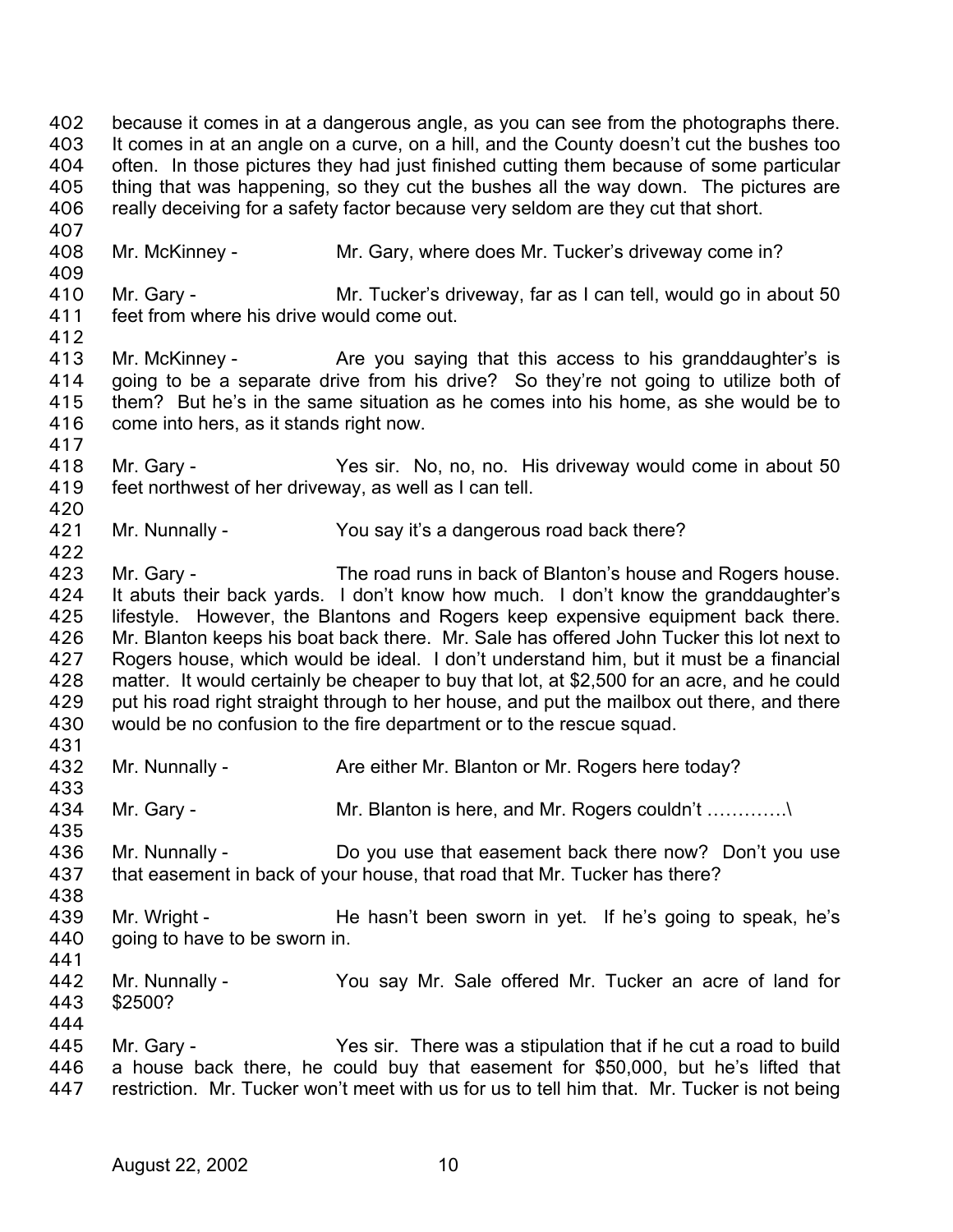because it comes in at a dangerous angle, as you can see from the photographs there. It comes in at an angle on a curve, on a hill, and the County doesn't cut the bushes too often. In those pictures they had just finished cutting them because of some particular thing that was happening, so they cut the bushes all the way down. The pictures are really deceiving for a safety factor because very seldom are they cut that short.

Mr. McKinney - Mr. Gary, where does Mr. Tucker's driveway come in?

Mr. Gary - Mr. Tucker's driveway, far as I can tell, would go in about 50 feet from where his drive would come out.

Mr. McKinney - Are you saying that this access to his granddaughter's is going to be a separate drive from his drive? So they're not going to utilize both of them? But he's in the same situation as he comes into his home, as she would be to come into hers, as it stands right now.

Mr. Gary - Yes sir. No, no, no. His driveway would come in about 50 feet northwest of her driveway, as well as I can tell.

Mr. Nunnally - You say it's a dangerous road back there?

Mr. Gary - The road runs in back of Blanton's house and Rogers house. It abuts their back yards. I don't know how much. I don't know the granddaughter's lifestyle. However, the Blantons and Rogers keep expensive equipment back there. Mr. Blanton keeps his boat back there. Mr. Sale has offered John Tucker this lot next to Rogers house, which would be ideal. I don't understand him, but it must be a financial matter. It would certainly be cheaper to buy that lot, at $2,500 for an acre, and he could put his road right straight through to her house, and put the mailbox out there, and there would be no confusion to the fire department or to the rescue squad.

Mr. Nunnally - Are either Mr. Blanton or Mr. Rogers here today?

Mr. Gary - Mr. Blanton is here, and Mr. Rogers couldn't ………….\

Mr. Nunnally - Do you use that easement back there now? Don't you use that easement in back of your house, that road that Mr. Tucker has there?

Mr. Wright - He hasn't been sworn in yet. If he's going to speak, he's going to have to be sworn in.

Mr. Nunnally - You say Mr. Sale offered Mr. Tucker an acre of land for $2500?

Mr. Gary - Yes sir. There was a stipulation that if he cut a road to build a house back there, he could buy that easement for $50,000, but he's lifted that restriction. Mr. Tucker won't meet with us for us to tell him that. Mr. Tucker is not being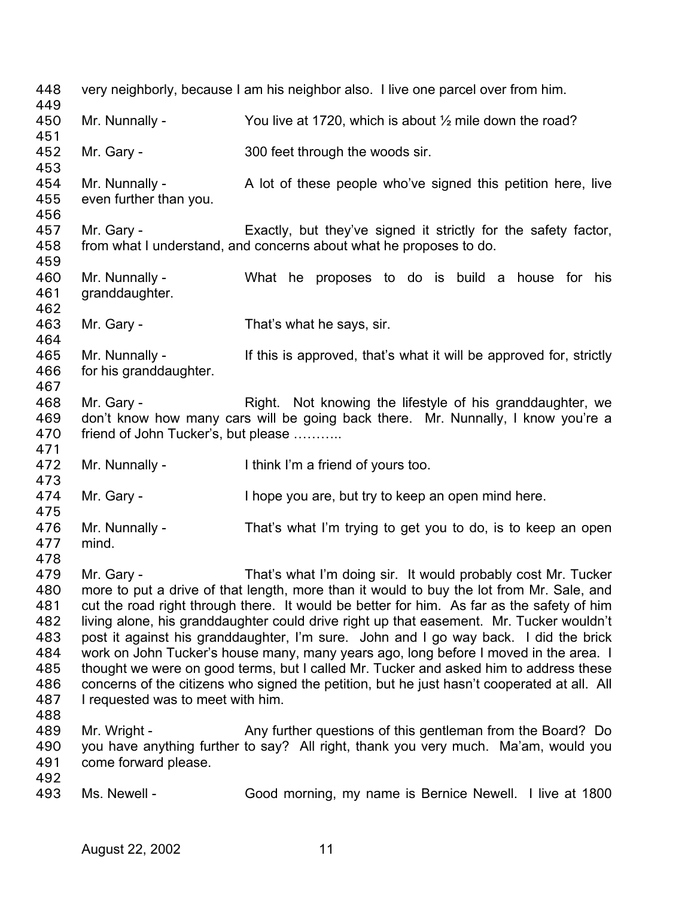very neighborly, because I am his neighbor also. I live one parcel over from him.

Mr. Nunnally - You live at 1720, which is about ½ mile down the road?

Mr. Gary - 300 feet through the woods sir.

Mr. Nunnally - A lot of these people who've signed this petition here, live even further than you.

Mr. Gary - Exactly, but they've signed it strictly for the safety factor, from what I understand, and concerns about what he proposes to do.

Mr. Nunnally - What he proposes to do is build a house for his granddaughter.

Mr. Gary - That's what he says, sir.

Mr. Nunnally - If this is approved, that's what it will be approved for, strictly for his granddaughter.

Mr. Gary - Right. Not knowing the lifestyle of his granddaughter, we don't know how many cars will be going back there. Mr. Nunnally, I know you're a friend of John Tucker's, but please ………..

Mr. Nunnally - I think I'm a friend of yours too.

Mr. Gary - I hope you are, but try to keep an open mind here.

Mr. Nunnally - That's what I'm trying to get you to do, is to keep an open mind.

Mr. Gary - That's what I'm doing sir. It would probably cost Mr. Tucker more to put a drive of that length, more than it would to buy the lot from Mr. Sale, and cut the road right through there. It would be better for him. As far as the safety of him living alone, his granddaughter could drive right up that easement. Mr. Tucker wouldn't post it against his granddaughter, I'm sure. John and I go way back. I did the brick work on John Tucker's house many, many years ago, long before I moved in the area. I thought we were on good terms, but I called Mr. Tucker and asked him to address these concerns of the citizens who signed the petition, but he just hasn't cooperated at all. All I requested was to meet with him.

Mr. Wright - Any further questions of this gentleman from the Board? Do you have anything further to say? All right, thank you very much. Ma'am, would you come forward please.

Ms. Newell - Good morning, my name is Bernice Newell. I live at 1800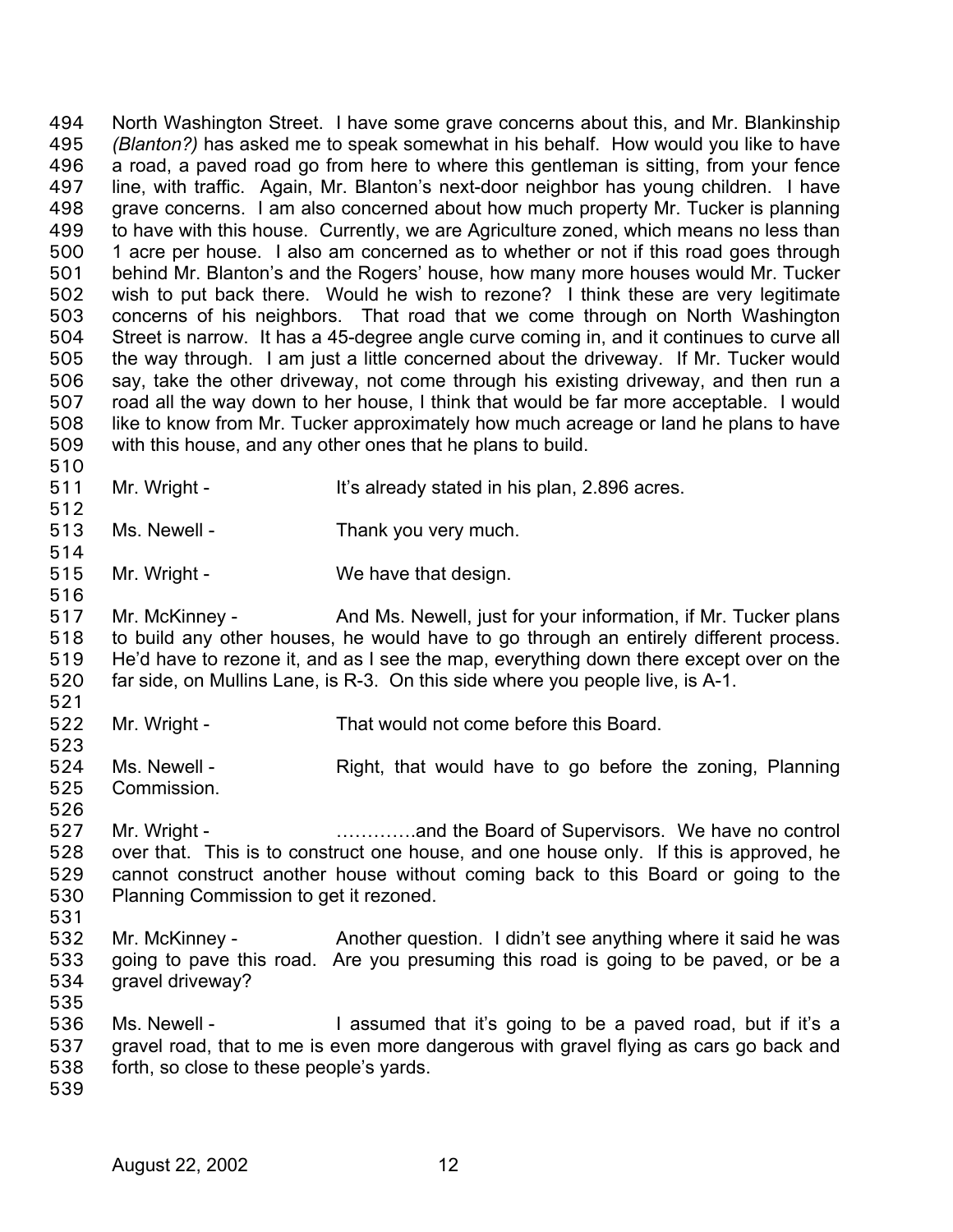North Washington Street. I have some grave concerns about this, and Mr. Blankinship *(Blanton?)* has asked me to speak somewhat in his behalf. How would you like to have a road, a paved road go from here to where this gentleman is sitting, from your fence line, with traffic. Again, Mr. Blanton's next-door neighbor has young children. I have grave concerns. I am also concerned about how much property Mr. Tucker is planning to have with this house. Currently, we are Agriculture zoned, which means no less than 1 acre per house. I also am concerned as to whether or not if this road goes through behind Mr. Blanton's and the Rogers' house, how many more houses would Mr. Tucker wish to put back there. Would he wish to rezone? I think these are very legitimate concerns of his neighbors. That road that we come through on North Washington Street is narrow. It has a 45-degree angle curve coming in, and it continues to curve all the way through. I am just a little concerned about the driveway. If Mr. Tucker would say, take the other driveway, not come through his existing driveway, and then run a road all the way down to her house, I think that would be far more acceptable. I would like to know from Mr. Tucker approximately how much acreage or land he plans to have with this house, and any other ones that he plans to build.

Mr. Wright - It's already stated in his plan, 2.896 acres.

Ms. Newell - Thank you very much.

Mr. Wright - We have that design.

Mr. McKinney - And Ms. Newell, just for your information, if Mr. Tucker plans to build any other houses, he would have to go through an entirely different process. He'd have to rezone it, and as I see the map, everything down there except over on the far side, on Mullins Lane, is R-3. On this side where you people live, is A-1.

Mr. Wright - That would not come before this Board.

Ms. Newell - Right, that would have to go before the zoning, Planning Commission.

Mr. Wright - ………….and the Board of Supervisors. We have no control over that. This is to construct one house, and one house only. If this is approved, he cannot construct another house without coming back to this Board or going to the Planning Commission to get it rezoned.

Mr. McKinney - Another question. I didn't see anything where it said he was going to pave this road. Are you presuming this road is going to be paved, or be a gravel driveway?

Ms. Newell - I assumed that it's going to be a paved road, but if it's a gravel road, that to me is even more dangerous with gravel flying as cars go back and forth, so close to these people's yards.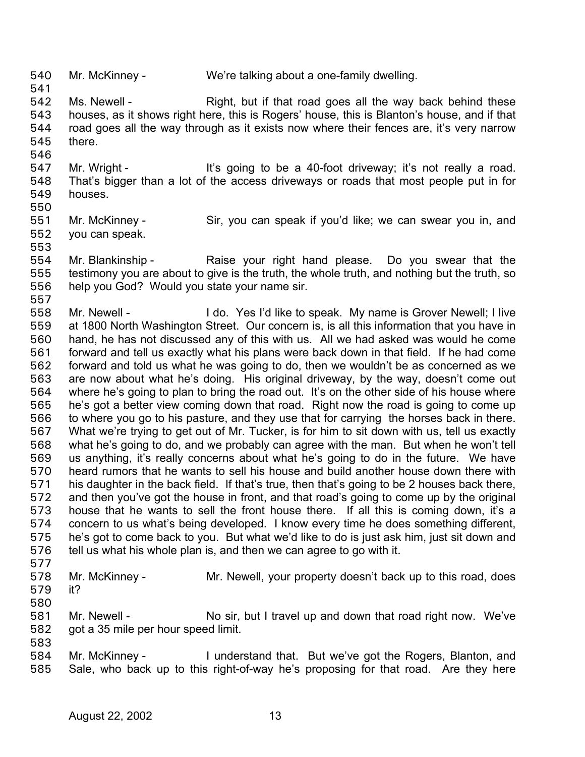540 Mr. McKinney - We're talking about a one-family dwelling.

541

542 Ms. Newell - Right, but if that road goes all the way back behind these
543 houses, as it shows right here, this is Rogers' house, this is Blanton's house, and if that
544 road goes all the way through as it exists now where their fences are, it's very narrow
545 there.

546

547 Mr. Wright - It's going to be a 40-foot driveway; it's not really a road.
548 That's bigger than a lot of the access driveways or roads that most people put in for
549 houses.

550

551 Mr. McKinney - Sir, you can speak if you'd like; we can swear you in, and
552 you can speak.

553

554 Mr. Blankinship - Raise your right hand please. Do you swear that the
555 testimony you are about to give is the truth, the whole truth, and nothing but the truth, so
556 help you God? Would you state your name sir.

557

558 Mr. Newell - I do. Yes I'd like to speak. My name is Grover Newell; I live
559 at 1800 North Washington Street. Our concern is, is all this information that you have in
560 hand, he has not discussed any of this with us. All we had asked was would he come
561 forward and tell us exactly what his plans were back down in that field. If he had come
562 forward and told us what he was going to do, then we wouldn't be as concerned as we
563 are now about what he's doing. His original driveway, by the way, doesn't come out
564 where he's going to plan to bring the road out. It's on the other side of his house where
565 he's got a better view coming down that road. Right now the road is going to come up
566 to where you go to his pasture, and they use that for carrying the horses back in there.
567 What we're trying to get out of Mr. Tucker, is for him to sit down with us, tell us exactly
568 what he's going to do, and we probably can agree with the man. But when he won't tell
569 us anything, it's really concerns about what he's going to do in the future. We have
570 heard rumors that he wants to sell his house and build another house down there with
571 his daughter in the back field. If that's true, then that's going to be 2 houses back there,
572 and then you've got the house in front, and that road's going to come up by the original
573 house that he wants to sell the front house there. If all this is coming down, it's a
574 concern to us what's being developed. I know every time he does something different,
575 he's got to come back to you. But what we'd like to do is just ask him, just sit down and
576 tell us what his whole plan is, and then we can agree to go with it.

577

578 Mr. McKinney - Mr. Newell, your property doesn't back up to this road, does
579 it?

580

581 Mr. Newell - No sir, but I travel up and down that road right now. We've
582 got a 35 mile per hour speed limit.

583

584 Mr. McKinney - I understand that. But we've got the Rogers, Blanton, and
585 Sale, who back up to this right-of-way he's proposing for that road. Are they here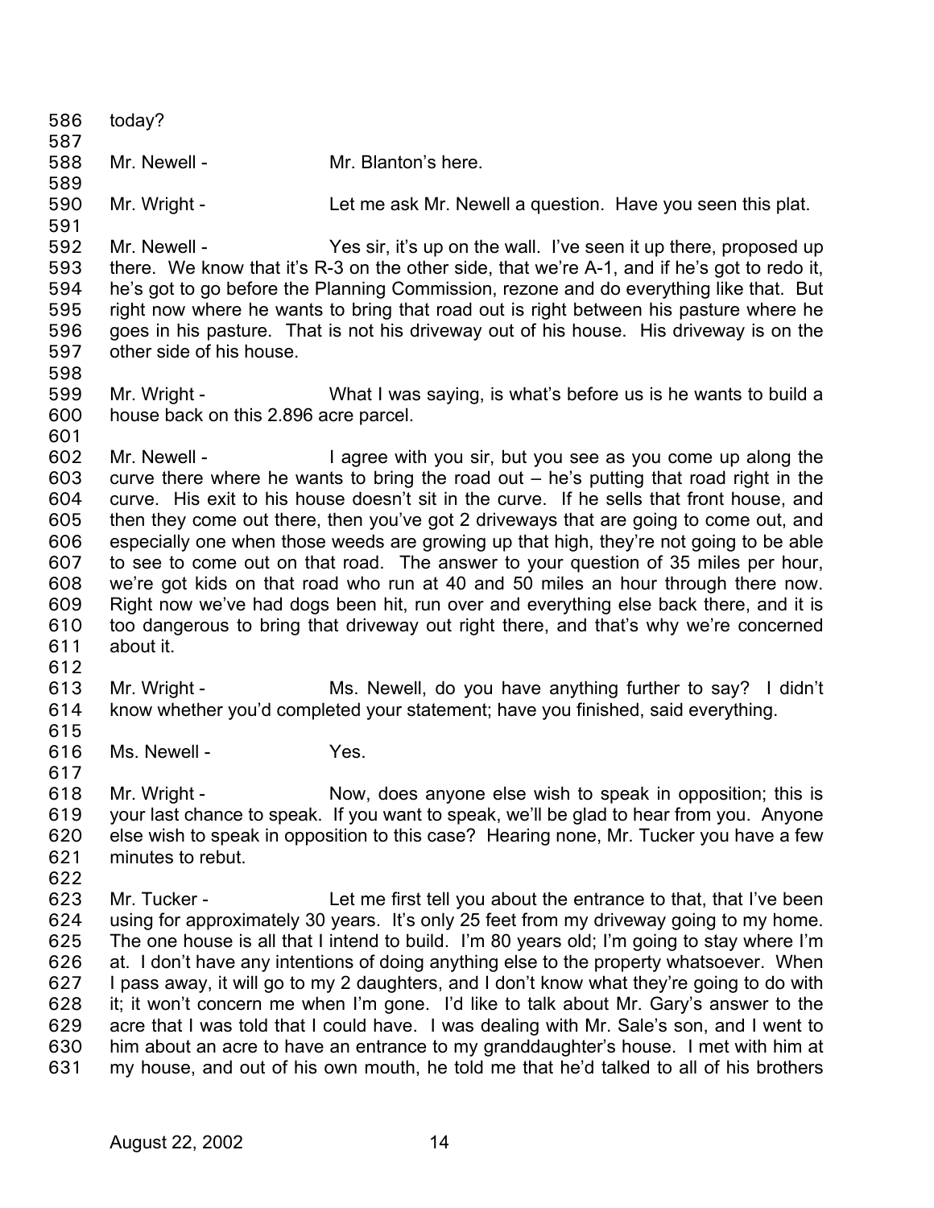today?

Mr. Newell - Mr. Blanton's here.

Mr. Wright - Let me ask Mr. Newell a question. Have you seen this plat.

Mr. Newell - Yes sir, it's up on the wall. I've seen it up there, proposed up there. We know that it's R-3 on the other side, that we're A-1, and if he's got to redo it, he's got to go before the Planning Commission, rezone and do everything like that. But right now where he wants to bring that road out is right between his pasture where he goes in his pasture. That is not his driveway out of his house. His driveway is on the other side of his house.

Mr. Wright - What I was saying, is what's before us is he wants to build a house back on this 2.896 acre parcel.

Mr. Newell - I agree with you sir, but you see as you come up along the curve there where he wants to bring the road out – he's putting that road right in the curve. His exit to his house doesn't sit in the curve. If he sells that front house, and then they come out there, then you've got 2 driveways that are going to come out, and especially one when those weeds are growing up that high, they're not going to be able to see to come out on that road. The answer to your question of 35 miles per hour, we're got kids on that road who run at 40 and 50 miles an hour through there now. Right now we've had dogs been hit, run over and everything else back there, and it is too dangerous to bring that driveway out right there, and that's why we're concerned about it.

Mr. Wright - Ms. Newell, do you have anything further to say? I didn't know whether you'd completed your statement; have you finished, said everything.

Ms. Newell - Yes.

Mr. Wright - Now, does anyone else wish to speak in opposition; this is your last chance to speak. If you want to speak, we'll be glad to hear from you. Anyone else wish to speak in opposition to this case? Hearing none, Mr. Tucker you have a few minutes to rebut.

Mr. Tucker - Let me first tell you about the entrance to that, that I've been using for approximately 30 years. It's only 25 feet from my driveway going to my home. The one house is all that I intend to build. I'm 80 years old; I'm going to stay where I'm at. I don't have any intentions of doing anything else to the property whatsoever. When I pass away, it will go to my 2 daughters, and I don't know what they're going to do with it; it won't concern me when I'm gone. I'd like to talk about Mr. Gary's answer to the acre that I was told that I could have. I was dealing with Mr. Sale's son, and I went to him about an acre to have an entrance to my granddaughter's house. I met with him at my house, and out of his own mouth, he told me that he'd talked to all of his brothers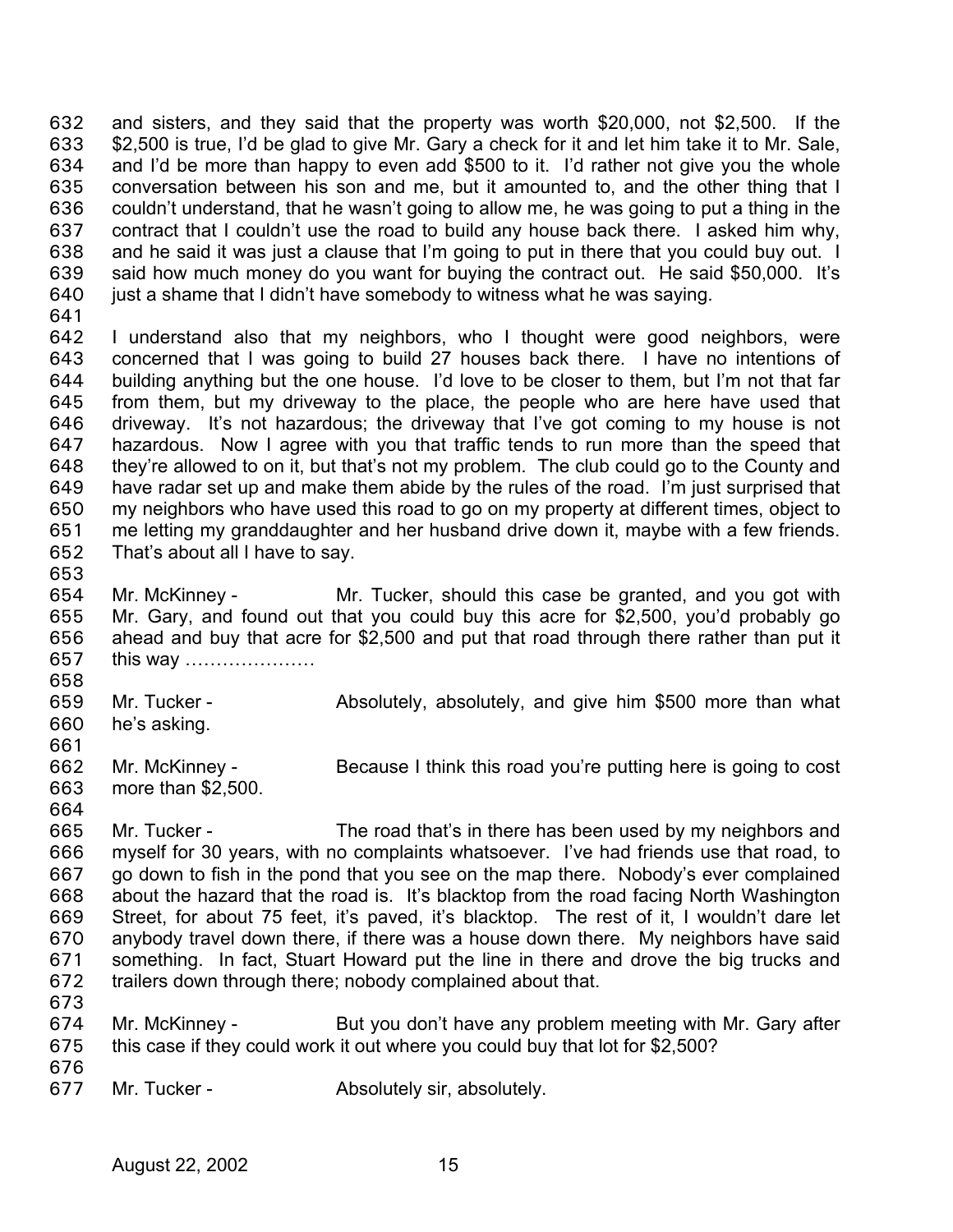and sisters, and they said that the property was worth $20,000, not $2,500. If the $2,500 is true, I'd be glad to give Mr. Gary a check for it and let him take it to Mr. Sale, and I'd be more than happy to even add $500 to it. I'd rather not give you the whole conversation between his son and me, but it amounted to, and the other thing that I couldn't understand, that he wasn't going to allow me, he was going to put a thing in the contract that I couldn't use the road to build any house back there. I asked him why, and he said it was just a clause that I'm going to put in there that you could buy out. I said how much money do you want for buying the contract out. He said $50,000. It's just a shame that I didn't have somebody to witness what he was saying.

I understand also that my neighbors, who I thought were good neighbors, were concerned that I was going to build 27 houses back there. I have no intentions of building anything but the one house. I'd love to be closer to them, but I'm not that far from them, but my driveway to the place, the people who are here have used that driveway. It's not hazardous; the driveway that I've got coming to my house is not hazardous. Now I agree with you that traffic tends to run more than the speed that they're allowed to on it, but that's not my problem. The club could go to the County and have radar set up and make them abide by the rules of the road. I'm just surprised that my neighbors who have used this road to go on my property at different times, object to me letting my granddaughter and her husband drive down it, maybe with a few friends. That's about all I have to say.

Mr. McKinney - Mr. Tucker, should this case be granted, and you got with Mr. Gary, and found out that you could buy this acre for $2,500, you'd probably go ahead and buy that acre for $2,500 and put that road through there rather than put it this way …………………

Mr. Tucker - Absolutely, absolutely, and give him $500 more than what he's asking.

Mr. McKinney - Because I think this road you're putting here is going to cost more than $2,500.

Mr. Tucker - The road that's in there has been used by my neighbors and myself for 30 years, with no complaints whatsoever. I've had friends use that road, to go down to fish in the pond that you see on the map there. Nobody's ever complained about the hazard that the road is. It's blacktop from the road facing North Washington Street, for about 75 feet, it's paved, it's blacktop. The rest of it, I wouldn't dare let anybody travel down there, if there was a house down there. My neighbors have said something. In fact, Stuart Howard put the line in there and drove the big trucks and trailers down through there; nobody complained about that.

Mr. McKinney - But you don't have any problem meeting with Mr. Gary after this case if they could work it out where you could buy that lot for $2,500?

Mr. Tucker - Absolutely sir, absolutely.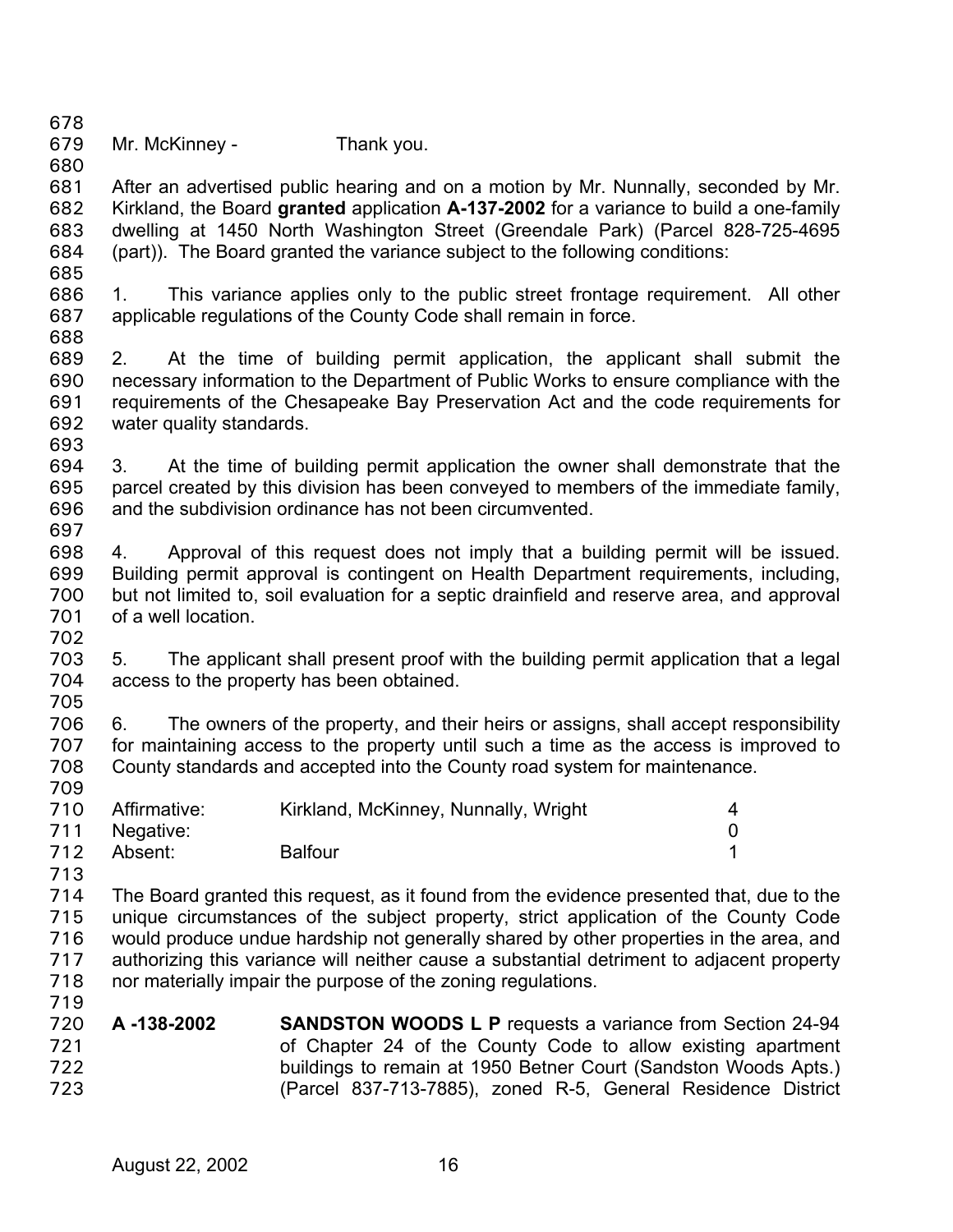Mr. McKinney - Thank you.

After an advertised public hearing and on a motion by Mr. Nunnally, seconded by Mr. Kirkland, the Board **granted** application **A-137-2002** for a variance to build a one-family dwelling at 1450 North Washington Street (Greendale Park) (Parcel 828-725-4695 (part)). The Board granted the variance subject to the following conditions:

1. This variance applies only to the public street frontage requirement. All other applicable regulations of the County Code shall remain in force.

2. At the time of building permit application, the applicant shall submit the necessary information to the Department of Public Works to ensure compliance with the requirements of the Chesapeake Bay Preservation Act and the code requirements for water quality standards.

3. At the time of building permit application the owner shall demonstrate that the parcel created by this division has been conveyed to members of the immediate family, and the subdivision ordinance has not been circumvented.

4. Approval of this request does not imply that a building permit will be issued. Building permit approval is contingent on Health Department requirements, including, but not limited to, soil evaluation for a septic drainfield and reserve area, and approval of a well location.

5. The applicant shall present proof with the building permit application that a legal access to the property has been obtained.

6. The owners of the property, and their heirs or assigns, shall accept responsibility for maintaining access to the property until such a time as the access is improved to County standards and accepted into the County road system for maintenance.

| | | |
|---|---|---|
| Affirmative: | Kirkland, McKinney, Nunnally, Wright | 4 |
| Negative: | | 0 |
| Absent: | Balfour | 1 |

The Board granted this request, as it found from the evidence presented that, due to the unique circumstances of the subject property, strict application of the County Code would produce undue hardship not generally shared by other properties in the area, and authorizing this variance will neither cause a substantial detriment to adjacent property nor materially impair the purpose of the zoning regulations.

**A -138-2002** **SANDSTON WOODS L P** requests a variance from Section 24-94 of Chapter 24 of the County Code to allow existing apartment buildings to remain at 1950 Betner Court (Sandston Woods Apts.) (Parcel 837-713-7885), zoned R-5, General Residence District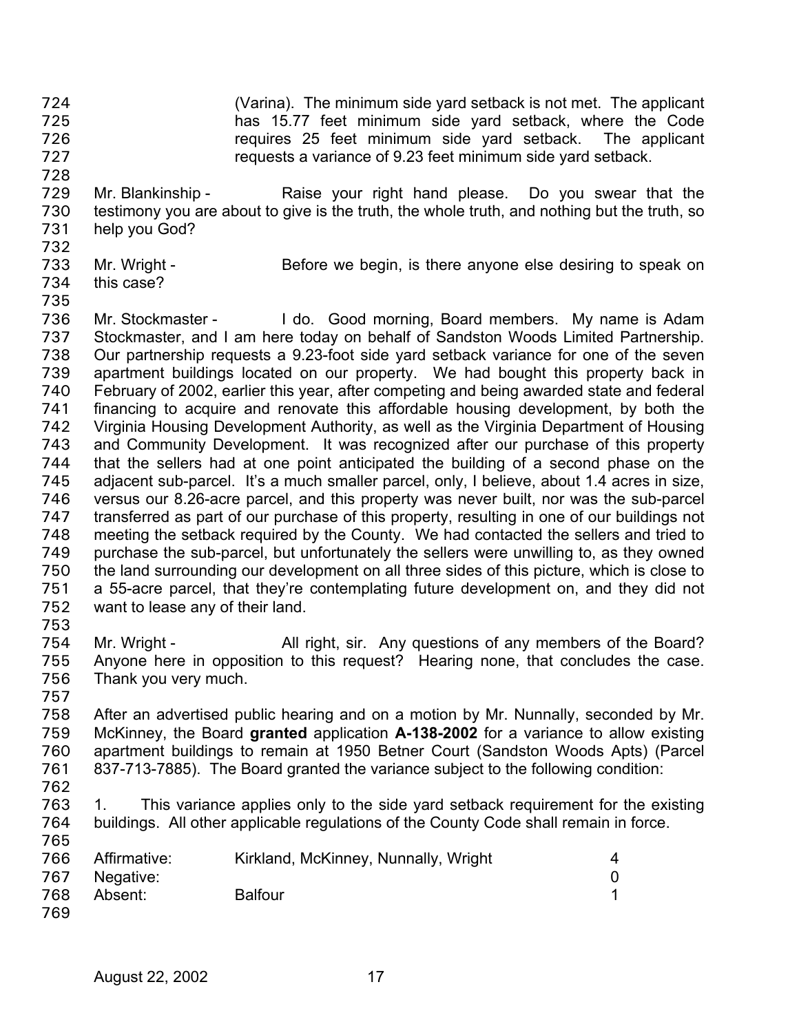(Varina). The minimum side yard setback is not met. The applicant has 15.77 feet minimum side yard setback, where the Code requires 25 feet minimum side yard setback. The applicant requests a variance of 9.23 feet minimum side yard setback.

Mr. Blankinship - Raise your right hand please. Do you swear that the testimony you are about to give is the truth, the whole truth, and nothing but the truth, so help you God?

Mr. Wright - Before we begin, is there anyone else desiring to speak on this case?

Mr. Stockmaster - I do. Good morning, Board members. My name is Adam Stockmaster, and I am here today on behalf of Sandston Woods Limited Partnership. Our partnership requests a 9.23-foot side yard setback variance for one of the seven apartment buildings located on our property. We had bought this property back in February of 2002, earlier this year, after competing and being awarded state and federal financing to acquire and renovate this affordable housing development, by both the Virginia Housing Development Authority, as well as the Virginia Department of Housing and Community Development. It was recognized after our purchase of this property that the sellers had at one point anticipated the building of a second phase on the adjacent sub-parcel. It's a much smaller parcel, only, I believe, about 1.4 acres in size, versus our 8.26-acre parcel, and this property was never built, nor was the sub-parcel transferred as part of our purchase of this property, resulting in one of our buildings not meeting the setback required by the County. We had contacted the sellers and tried to purchase the sub-parcel, but unfortunately the sellers were unwilling to, as they owned the land surrounding our development on all three sides of this picture, which is close to a 55-acre parcel, that they're contemplating future development on, and they did not want to lease any of their land.

Mr. Wright - All right, sir. Any questions of any members of the Board? Anyone here in opposition to this request? Hearing none, that concludes the case. Thank you very much.

After an advertised public hearing and on a motion by Mr. Nunnally, seconded by Mr. McKinney, the Board **granted** application **A-138-2002** for a variance to allow existing apartment buildings to remain at 1950 Betner Court (Sandston Woods Apts) (Parcel 837-713-7885). The Board granted the variance subject to the following condition:

1. This variance applies only to the side yard setback requirement for the existing buildings. All other applicable regulations of the County Code shall remain in force.

| | | |
|---|---|---|
| Affirmative: | Kirkland, McKinney, Nunnally, Wright | 4 |
| Negative: | | 0 |
| Absent: | Balfour | 1 |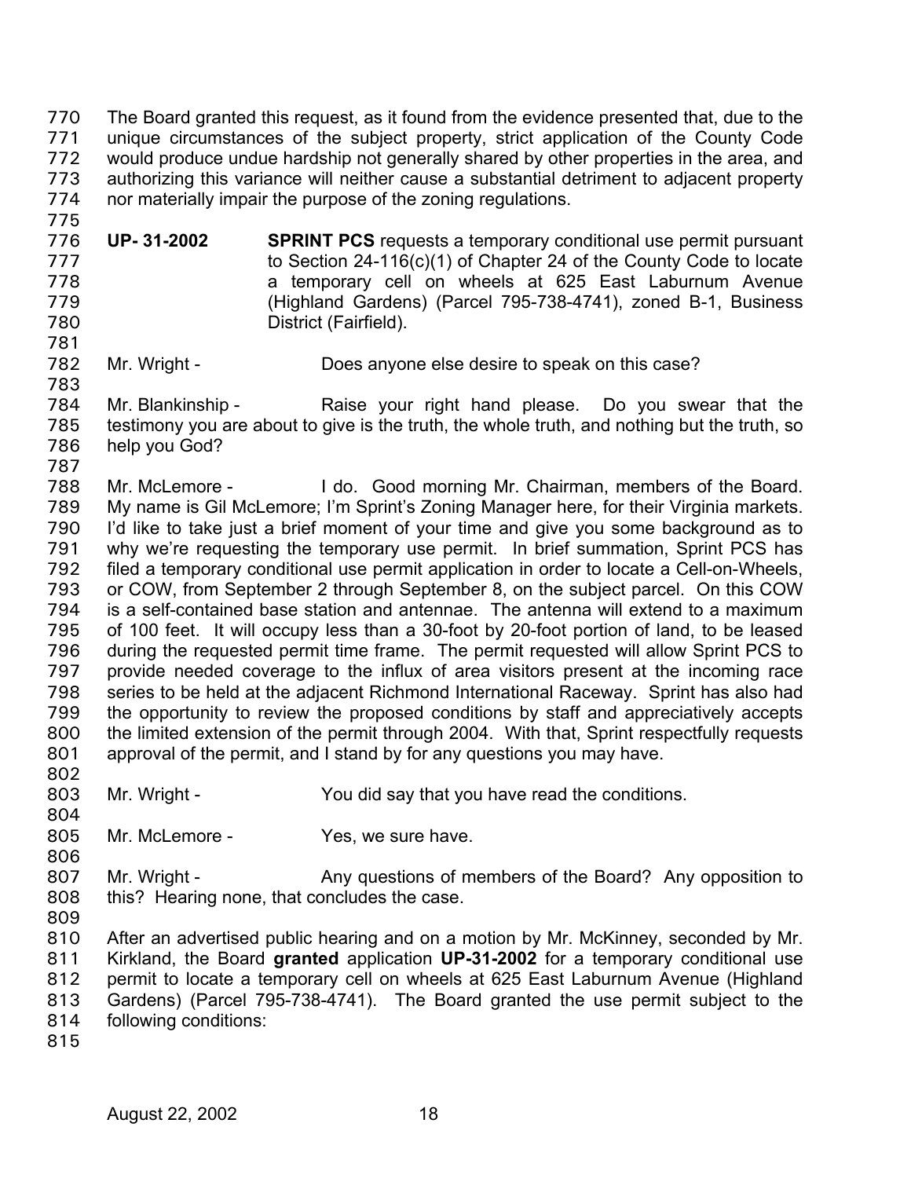The Board granted this request, as it found from the evidence presented that, due to the unique circumstances of the subject property, strict application of the County Code would produce undue hardship not generally shared by other properties in the area, and authorizing this variance will neither cause a substantial detriment to adjacent property nor materially impair the purpose of the zoning regulations.

**UP- 31-2002** **SPRINT PCS** requests a temporary conditional use permit pursuant to Section 24-116(c)(1) of Chapter 24 of the County Code to locate a temporary cell on wheels at 625 East Laburnum Avenue (Highland Gardens) (Parcel 795-738-4741), zoned B-1, Business District (Fairfield).

Mr. Wright - Does anyone else desire to speak on this case?

Mr. Blankinship - Raise your right hand please. Do you swear that the testimony you are about to give is the truth, the whole truth, and nothing but the truth, so help you God?

Mr. McLemore - I do. Good morning Mr. Chairman, members of the Board. My name is Gil McLemore; I'm Sprint's Zoning Manager here, for their Virginia markets. I'd like to take just a brief moment of your time and give you some background as to why we're requesting the temporary use permit. In brief summation, Sprint PCS has filed a temporary conditional use permit application in order to locate a Cell-on-Wheels, or COW, from September 2 through September 8, on the subject parcel. On this COW is a self-contained base station and antennae. The antenna will extend to a maximum of 100 feet. It will occupy less than a 30-foot by 20-foot portion of land, to be leased during the requested permit time frame. The permit requested will allow Sprint PCS to provide needed coverage to the influx of area visitors present at the incoming race series to be held at the adjacent Richmond International Raceway. Sprint has also had the opportunity to review the proposed conditions by staff and appreciatively accepts the limited extension of the permit through 2004. With that, Sprint respectfully requests approval of the permit, and I stand by for any questions you may have.

Mr. Wright - You did say that you have read the conditions.

Mr. McLemore - Yes, we sure have.

Mr. Wright - Any questions of members of the Board? Any opposition to this? Hearing none, that concludes the case.

After an advertised public hearing and on a motion by Mr. McKinney, seconded by Mr. Kirkland, the Board **granted** application **UP-31-2002** for a temporary conditional use permit to locate a temporary cell on wheels at 625 East Laburnum Avenue (Highland Gardens) (Parcel 795-738-4741). The Board granted the use permit subject to the following conditions: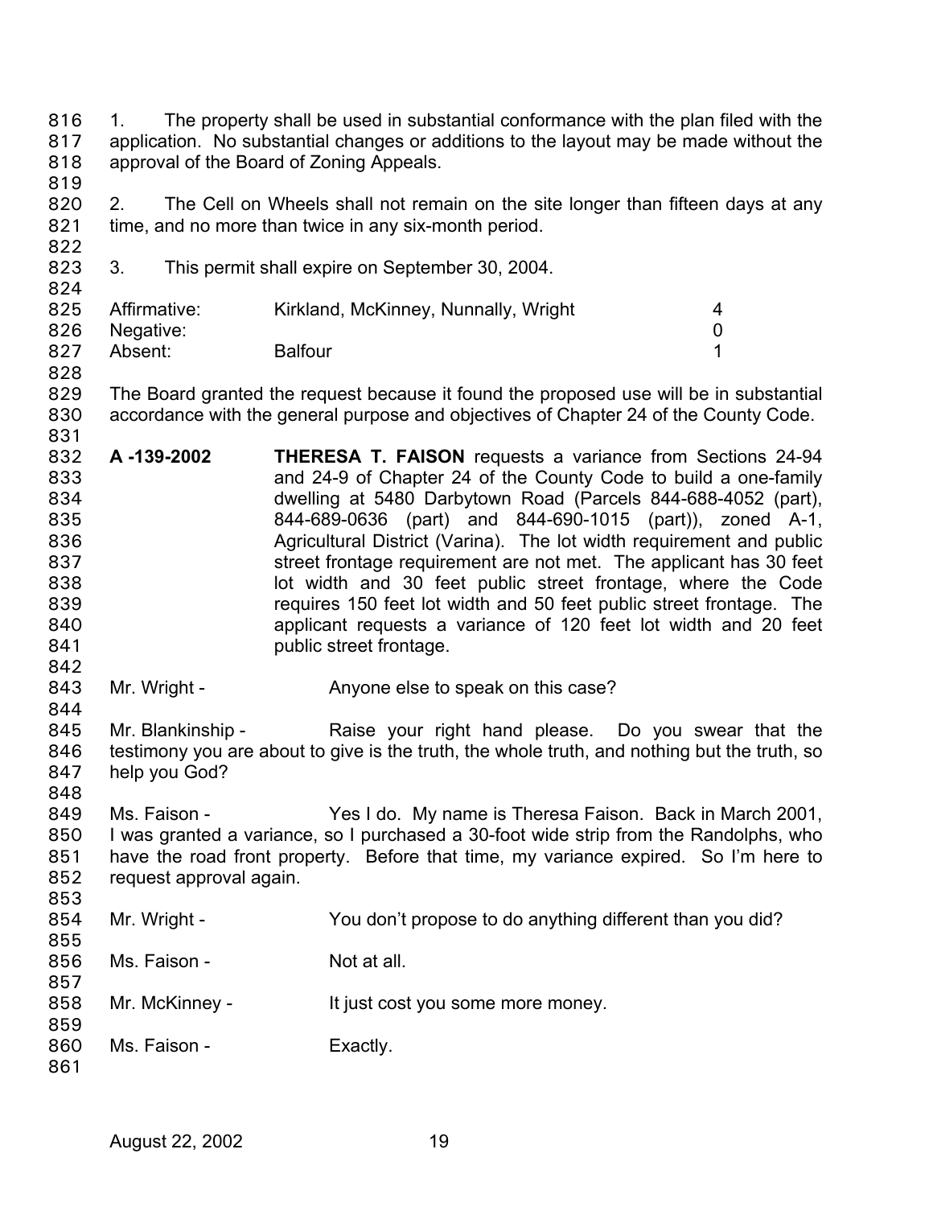1. The property shall be used in substantial conformance with the plan filed with the application. No substantial changes or additions to the layout may be made without the approval of the Board of Zoning Appeals.

2. The Cell on Wheels shall not remain on the site longer than fifteen days at any time, and no more than twice in any six-month period.

3. This permit shall expire on September 30, 2004.

| | | |
|---|---|---|
| Affirmative: | Kirkland, McKinney, Nunnally, Wright | 4 |
| Negative: | | 0 |
| Absent: | Balfour | 1 |

The Board granted the request because it found the proposed use will be in substantial accordance with the general purpose and objectives of Chapter 24 of the County Code.

**A -139-2002** **THERESA T. FAISON** requests a variance from Sections 24-94 and 24-9 of Chapter 24 of the County Code to build a one-family dwelling at 5480 Darbytown Road (Parcels 844-688-4052 (part), 844-689-0636 (part) and 844-690-1015 (part)), zoned A-1, Agricultural District (Varina). The lot width requirement and public street frontage requirement are not met. The applicant has 30 feet lot width and 30 feet public street frontage, where the Code requires 150 feet lot width and 50 feet public street frontage. The applicant requests a variance of 120 feet lot width and 20 feet public street frontage.

Mr. Wright - Anyone else to speak on this case?

Mr. Blankinship - Raise your right hand please. Do you swear that the testimony you are about to give is the truth, the whole truth, and nothing but the truth, so help you God?

Ms. Faison - Yes I do. My name is Theresa Faison. Back in March 2001, I was granted a variance, so I purchased a 30-foot wide strip from the Randolphs, who have the road front property. Before that time, my variance expired. So I'm here to request approval again.

Mr. Wright - You don't propose to do anything different than you did?

Ms. Faison - Not at all.

Mr. McKinney - It just cost you some more money.

Ms. Faison - Exactly.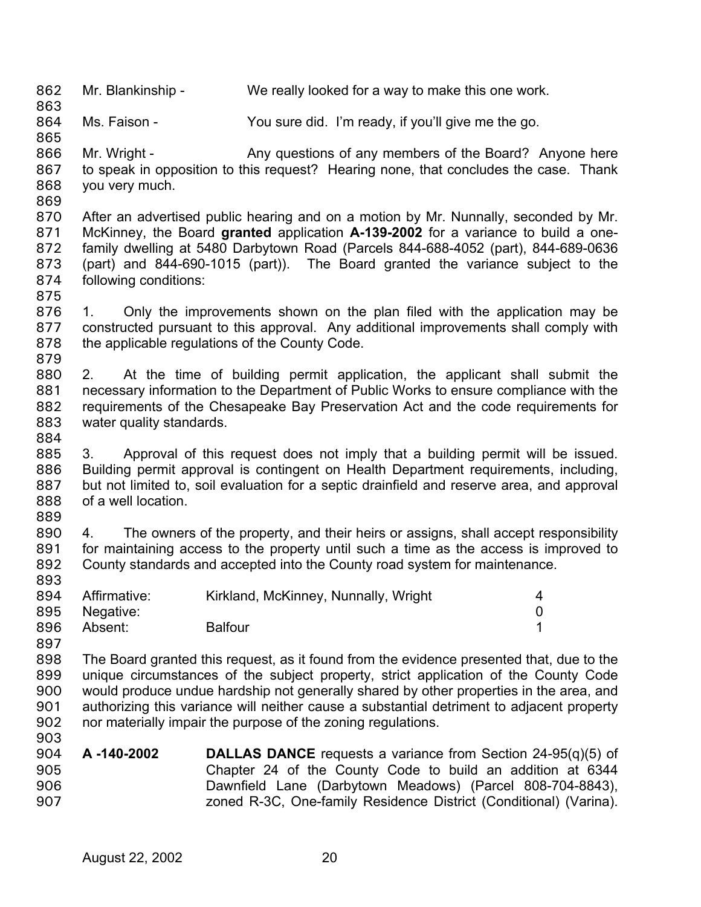Mr. Blankinship - We really looked for a way to make this one work.

Ms. Faison - You sure did. I'm ready, if you'll give me the go.

Mr. Wright - Any questions of any members of the Board? Anyone here to speak in opposition to this request? Hearing none, that concludes the case. Thank you very much.

After an advertised public hearing and on a motion by Mr. Nunnally, seconded by Mr. McKinney, the Board **granted** application **A-139-2002** for a variance to build a one-family dwelling at 5480 Darbytown Road (Parcels 844-688-4052 (part), 844-689-0636 (part) and 844-690-1015 (part)). The Board granted the variance subject to the following conditions:

1. Only the improvements shown on the plan filed with the application may be constructed pursuant to this approval. Any additional improvements shall comply with the applicable regulations of the County Code.

2. At the time of building permit application, the applicant shall submit the necessary information to the Department of Public Works to ensure compliance with the requirements of the Chesapeake Bay Preservation Act and the code requirements for water quality standards.

3. Approval of this request does not imply that a building permit will be issued. Building permit approval is contingent on Health Department requirements, including, but not limited to, soil evaluation for a septic drainfield and reserve area, and approval of a well location.

4. The owners of the property, and their heirs or assigns, shall accept responsibility for maintaining access to the property until such a time as the access is improved to County standards and accepted into the County road system for maintenance.

| | | |
|---|---|---|
| Affirmative: | Kirkland, McKinney, Nunnally, Wright | 4 |
| Negative: | | 0 |
| Absent: | Balfour | 1 |

The Board granted this request, as it found from the evidence presented that, due to the unique circumstances of the subject property, strict application of the County Code would produce undue hardship not generally shared by other properties in the area, and authorizing this variance will neither cause a substantial detriment to adjacent property nor materially impair the purpose of the zoning regulations.

**A -140-2002** **DALLAS DANCE** requests a variance from Section 24-95(q)(5) of Chapter 24 of the County Code to build an addition at 6344 Dawnfield Lane (Darbytown Meadows) (Parcel 808-704-8843), zoned R-3C, One-family Residence District (Conditional) (Varina).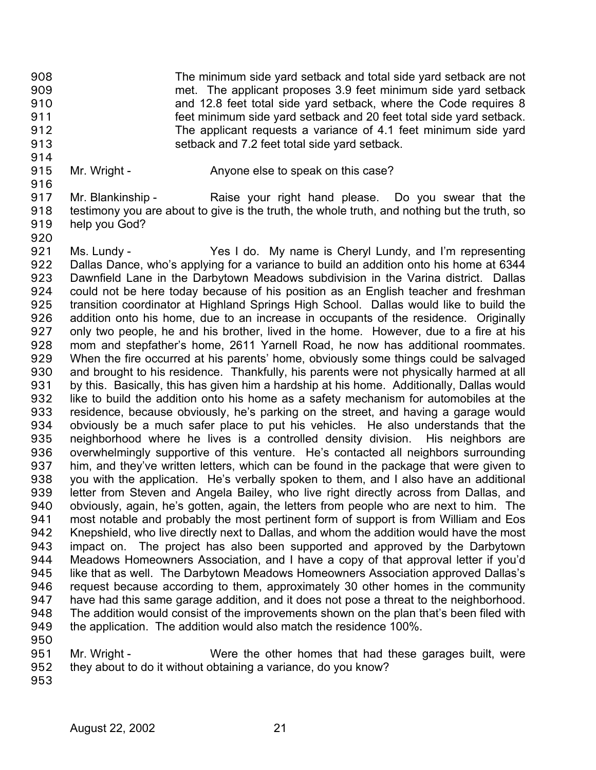The minimum side yard setback and total side yard setback are not met. The applicant proposes 3.9 feet minimum side yard setback and 12.8 feet total side yard setback, where the Code requires 8 feet minimum side yard setback and 20 feet total side yard setback. The applicant requests a variance of 4.1 feet minimum side yard setback and 7.2 feet total side yard setback.

Mr. Wright - Anyone else to speak on this case?

Mr. Blankinship - Raise your right hand please. Do you swear that the testimony you are about to give is the truth, the whole truth, and nothing but the truth, so help you God?

Ms. Lundy - Yes I do. My name is Cheryl Lundy, and I'm representing Dallas Dance, who's applying for a variance to build an addition onto his home at 6344 Dawnfield Lane in the Darbytown Meadows subdivision in the Varina district. Dallas could not be here today because of his position as an English teacher and freshman transition coordinator at Highland Springs High School. Dallas would like to build the addition onto his home, due to an increase in occupants of the residence. Originally only two people, he and his brother, lived in the home. However, due to a fire at his mom and stepfather's home, 2611 Yarnell Road, he now has additional roommates. When the fire occurred at his parents' home, obviously some things could be salvaged and brought to his residence. Thankfully, his parents were not physically harmed at all by this. Basically, this has given him a hardship at his home. Additionally, Dallas would like to build the addition onto his home as a safety mechanism for automobiles at the residence, because obviously, he's parking on the street, and having a garage would obviously be a much safer place to put his vehicles. He also understands that the neighborhood where he lives is a controlled density division. His neighbors are overwhelmingly supportive of this venture. He's contacted all neighbors surrounding him, and they've written letters, which can be found in the package that were given to you with the application. He's verbally spoken to them, and I also have an additional letter from Steven and Angela Bailey, who live right directly across from Dallas, and obviously, again, he's gotten, again, the letters from people who are next to him. The most notable and probably the most pertinent form of support is from William and Eos Knepshield, who live directly next to Dallas, and whom the addition would have the most impact on. The project has also been supported and approved by the Darbytown Meadows Homeowners Association, and I have a copy of that approval letter if you'd like that as well. The Darbytown Meadows Homeowners Association approved Dallas's request because according to them, approximately 30 other homes in the community have had this same garage addition, and it does not pose a threat to the neighborhood. The addition would consist of the improvements shown on the plan that's been filed with the application. The addition would also match the residence 100%.

Mr. Wright - Were the other homes that had these garages built, were they about to do it without obtaining a variance, do you know?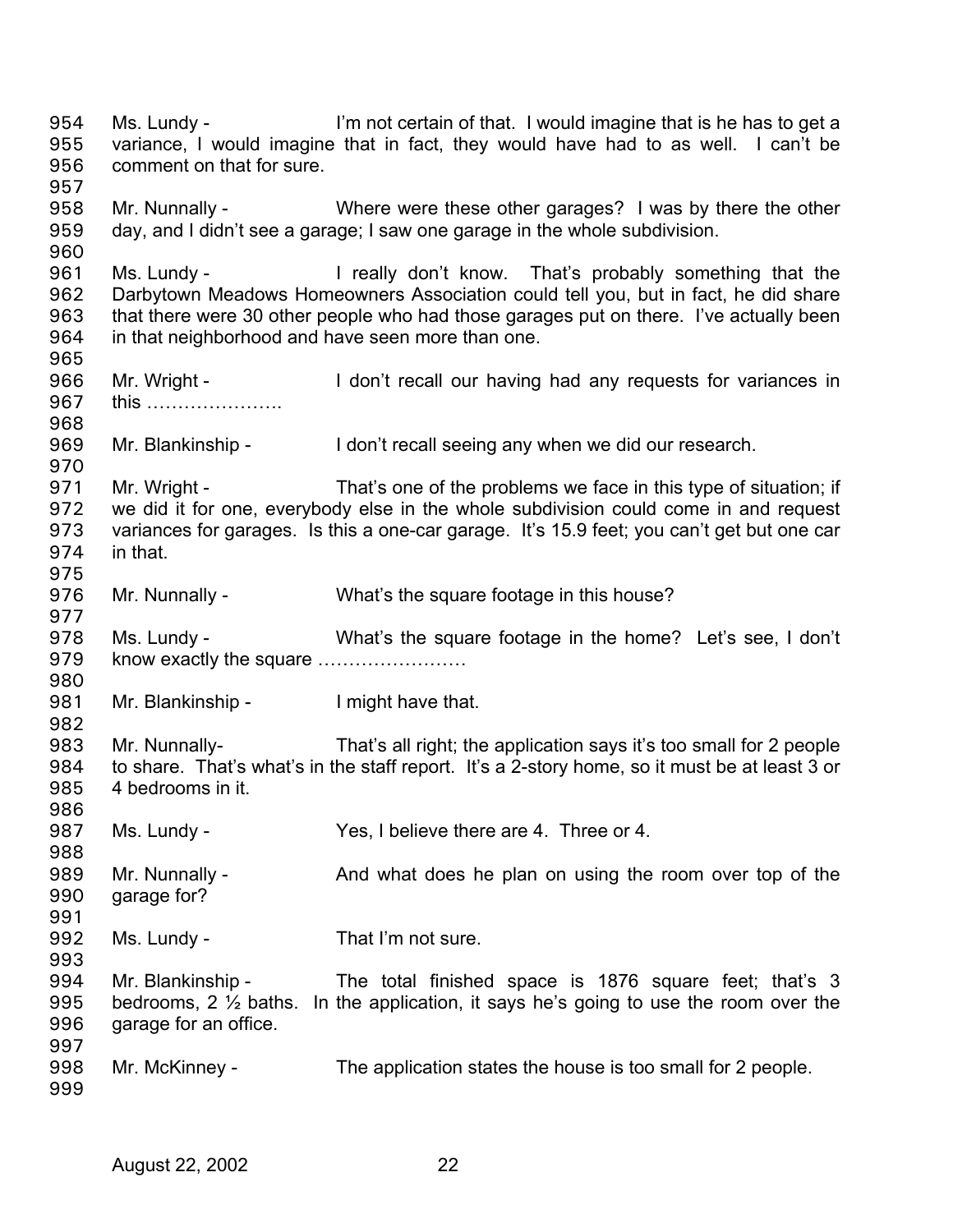954 Ms. Lundy - I'm not certain of that. I would imagine that is he has to get a
955 variance, I would imagine that in fact, they would have had to as well. I can't be
956 comment on that for sure.
957
958 Mr. Nunnally - Where were these other garages? I was by there the other
959 day, and I didn't see a garage; I saw one garage in the whole subdivision.
960
961 Ms. Lundy - I really don't know. That's probably something that the
962 Darbytown Meadows Homeowners Association could tell you, but in fact, he did share
963 that there were 30 other people who had those garages put on there. I've actually been
964 in that neighborhood and have seen more than one.
965
966 Mr. Wright - I don't recall our having had any requests for variances in
967 this ………………….
968
969 Mr. Blankinship - I don't recall seeing any when we did our research.
970
971 Mr. Wright - That's one of the problems we face in this type of situation; if
972 we did it for one, everybody else in the whole subdivision could come in and request
973 variances for garages. Is this a one-car garage. It's 15.9 feet; you can't get but one car
974 in that.
975
976 Mr. Nunnally - What's the square footage in this house?
977
978 Ms. Lundy - What's the square footage in the home? Let's see, I don't
979 know exactly the square ……………………
980
981 Mr. Blankinship - I might have that.
982
983 Mr. Nunnally- That's all right; the application says it's too small for 2 people
984 to share. That's what's in the staff report. It's a 2-story home, so it must be at least 3 or
985 4 bedrooms in it.
986
987 Ms. Lundy - Yes, I believe there are 4. Three or 4.
988
989 Mr. Nunnally - And what does he plan on using the room over top of the
990 garage for?
991
992 Ms. Lundy - That I'm not sure.
993
994 Mr. Blankinship - The total finished space is 1876 square feet; that's 3
995 bedrooms, 2 ½ baths. In the application, it says he's going to use the room over the
996 garage for an office.
997
998 Mr. McKinney - The application states the house is too small for 2 people.
999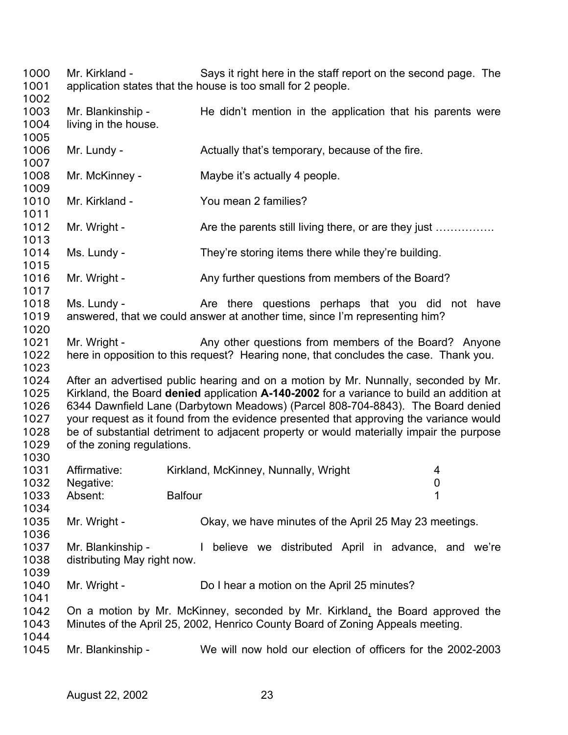1000 Mr. Kirkland - Says it right here in the staff report on the second page. The
1001 application states that the house is too small for 2 people.
1002
1003 Mr. Blankinship - He didn't mention in the application that his parents were
1004 living in the house.
1005
1006 Mr. Lundy - Actually that's temporary, because of the fire.
1007
1008 Mr. McKinney - Maybe it's actually 4 people.
1009
1010 Mr. Kirkland - You mean 2 families?
1011
1012 Mr. Wright - Are the parents still living there, or are they just …………….
1013
1014 Ms. Lundy - They're storing items there while they're building.
1015
1016 Mr. Wright - Any further questions from members of the Board?
1017
1018 Ms. Lundy - Are there questions perhaps that you did not have
1019 answered, that we could answer at another time, since I'm representing him?
1020
1021 Mr. Wright - Any other questions from members of the Board? Anyone
1022 here in opposition to this request? Hearing none, that concludes the case. Thank you.
1023
1024 After an advertised public hearing and on a motion by Mr. Nunnally, seconded by Mr.
1025 Kirkland, the Board **denied** application **A-140-2002** for a variance to build an addition at
1026 6344 Dawnfield Lane (Darbytown Meadows) (Parcel 808-704-8843). The Board denied
1027 your request as it found from the evidence presented that approving the variance would
1028 be of substantial detriment to adjacent property or would materially impair the purpose
1029 of the zoning regulations.
1030

| | | | |
|---|---|---|---|
| 1031 | Affirmative: | Kirkland, McKinney, Nunnally, Wright | 4 |
| 1032 | Negative: | | 0 |
| 1033 | Absent: | Balfour | 1 |

1034
1035 Mr. Wright - Okay, we have minutes of the April 25 May 23 meetings.
1036
1037 Mr. Blankinship - I believe we distributed April in advance, and we're
1038 distributing May right now.
1039
1040 Mr. Wright - Do I hear a motion on the April 25 minutes?
1041
1042 On a motion by Mr. McKinney, seconded by Mr. Kirkland, the Board approved the
1043 Minutes of the April 25, 2002, Henrico County Board of Zoning Appeals meeting.
1044
1045 Mr. Blankinship - We will now hold our election of officers for the 2002-2003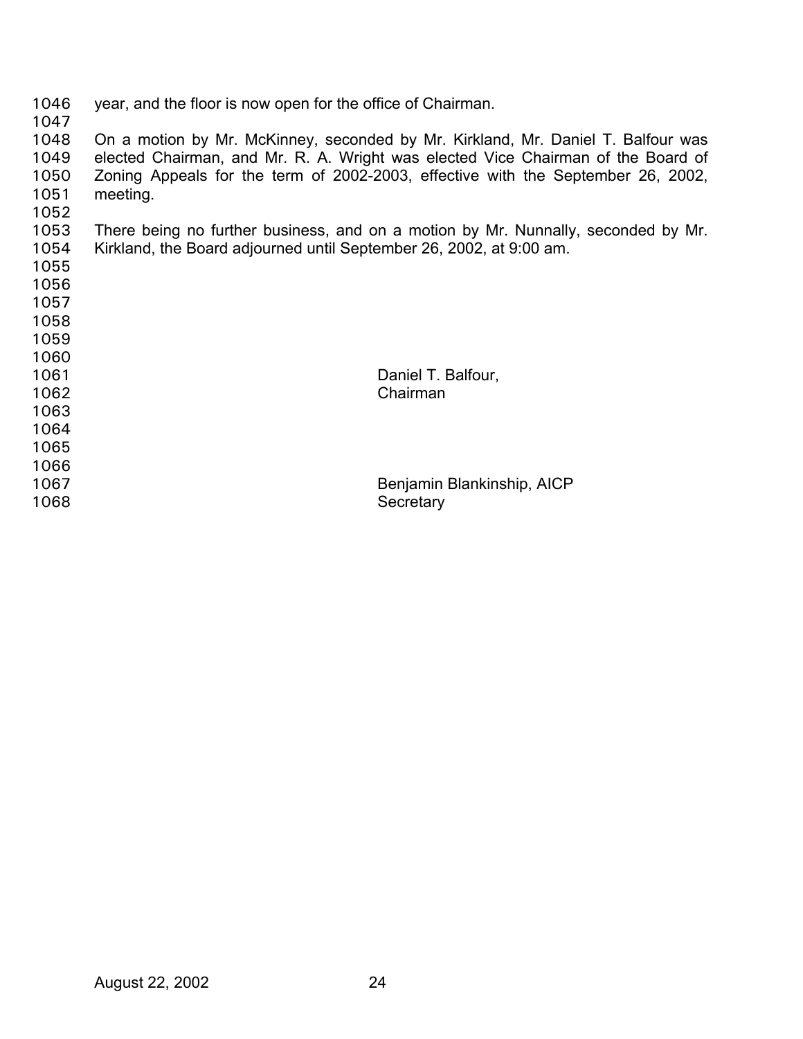year, and the floor is now open for the office of Chairman.

On a motion by Mr. McKinney, seconded by Mr. Kirkland, Mr. Daniel T. Balfour was elected Chairman, and Mr. R. A. Wright was elected Vice Chairman of the Board of Zoning Appeals for the term of 2002-2003, effective with the September 26, 2002, meeting.

There being no further business, and on a motion by Mr. Nunnally, seconded by Mr. Kirkland, the Board adjourned until September 26, 2002, at 9:00 am.

Daniel T. Balfour,
Chairman

Benjamin Blankinship, AICP
Secretary